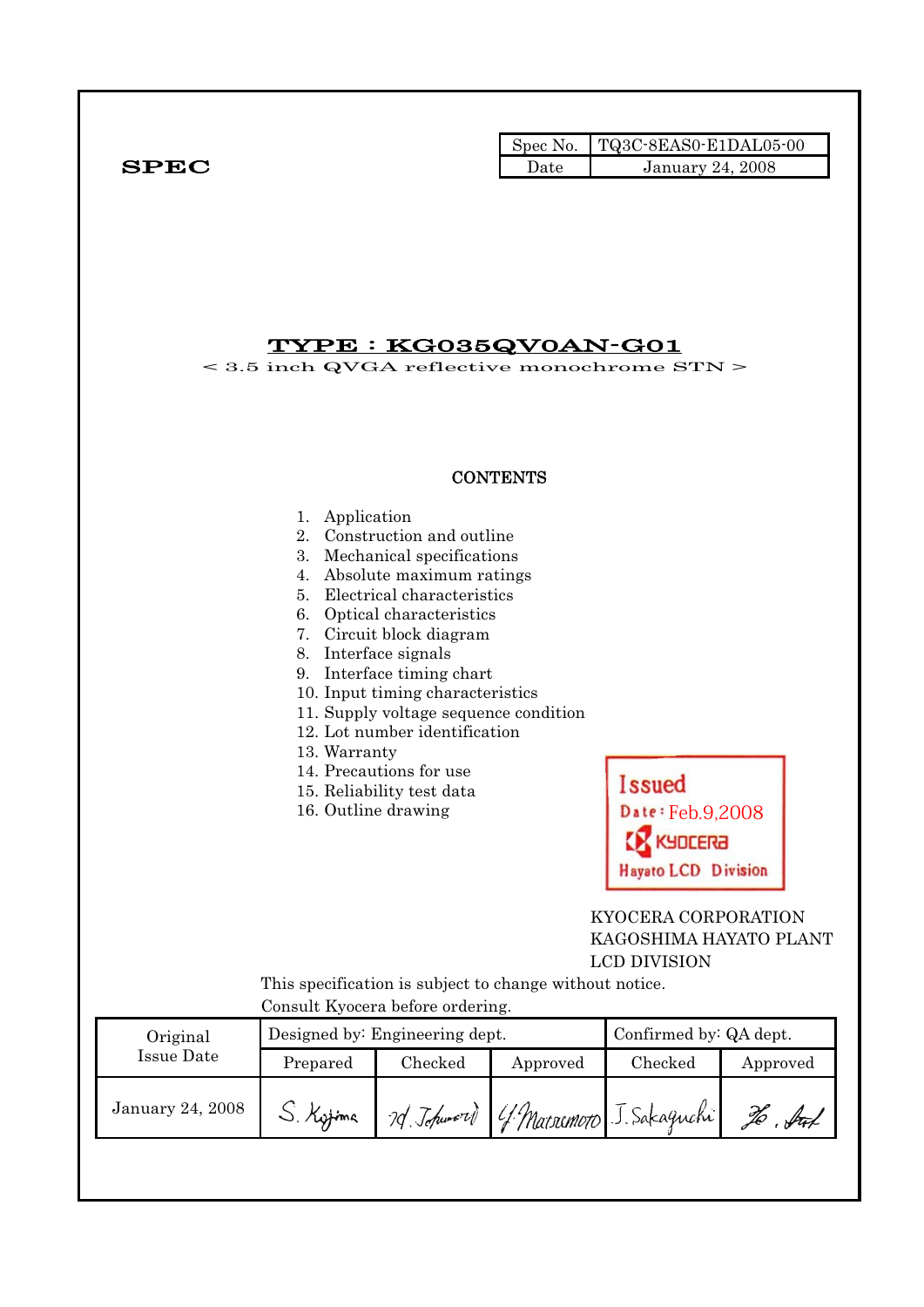**SPEC**

| Spec No. | TQ3C-8EAS0-E1DAL05-00 |
|---|---|
| Date | January 24, 2008 |

# TYPE : KG035QV0AN-G01

< 3.5 inch QVGA reflective monochrome STN >

**CONTENTS**

1. Application
2. Construction and outline
3. Mechanical specifications
4. Absolute maximum ratings
5. Electrical characteristics
6. Optical characteristics
7. Circuit block diagram
8. Interface signals
9. Interface timing chart
10. Input timing characteristics
11. Supply voltage sequence condition
12. Lot number identification
13. Warranty
14. Precautions for use
15. Reliability test data
16. Outline drawing

Issued
Date : Feb.9,2008
KYOCERA
Hayato LCD Division

KYOCERA CORPORATION
KAGOSHIMA HAYATO PLANT
LCD DIVISION

This specification is subject to change without notice.
Consult Kyocera before ordering.

| Original Issue Date | Designed by: Engineering dept. | | | Confirmed by: QA dept. | |
|---|---|---|---|---|---|
| | Prepared | Checked | Approved | Checked | Approved |
| January 24, 2008 | S. Kojima | H. Tokunaga | Y. Matsumoto | J. Sakaguchi | Ko. Aoki |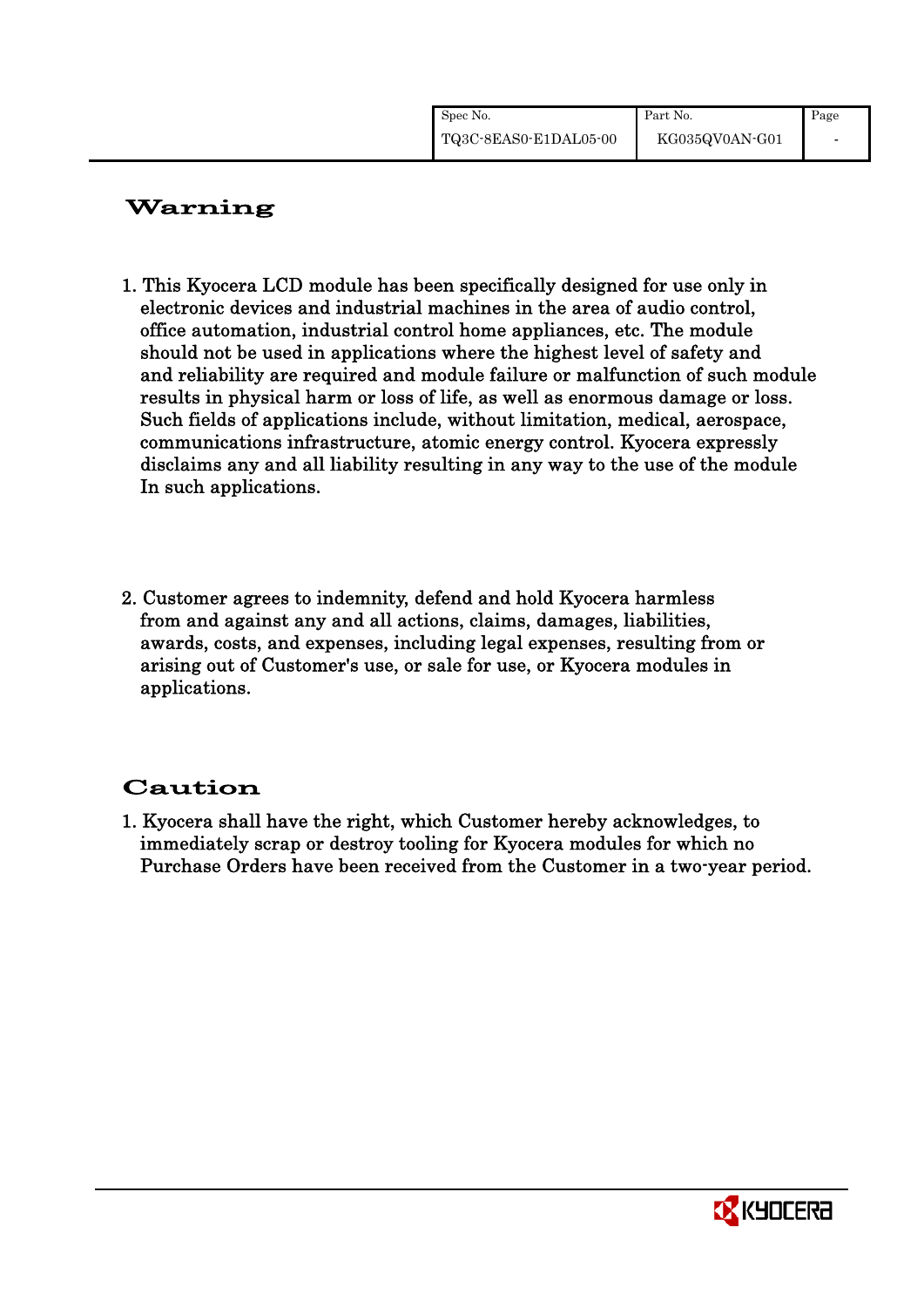# Warning

1. This Kyocera LCD module has been specifically designed for use only in electronic devices and industrial machines in the area of audio control, office automation, industrial control home appliances, etc. The module should not be used in applications where the highest level of safety and and reliability are required and module failure or malfunction of such module results in physical harm or loss of life, as well as enormous damage or loss. Such fields of applications include, without limitation, medical, aerospace, communications infrastructure, atomic energy control. Kyocera expressly disclaims any and all liability resulting in any way to the use of the module In such applications.

2. Customer agrees to indemnity, defend and hold Kyocera harmless from and against any and all actions, claims, damages, liabilities, awards, costs, and expenses, including legal expenses, resulting from or arising out of Customer's use, or sale for use, or Kyocera modules in applications.

# Caution

1. Kyocera shall have the right, which Customer hereby acknowledges, to immediately scrap or destroy tooling for Kyocera modules for which no Purchase Orders have been received from the Customer in a two-year period.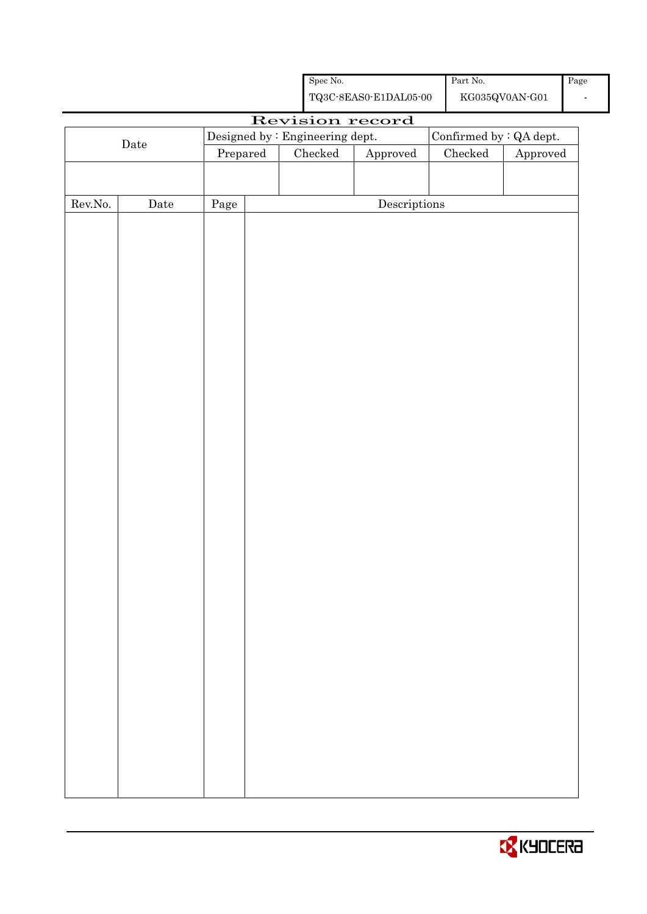| Spec No. | Part No. | Page |
|---|---|---|
| TQ3C-8EAS0-E1DAL05-00 | KG035QV0AN-G01 | - |

# Revision record

| Date | Designed by : Engineering dept. | | | Confirmed by : QA dept. | |
|---|---|---|---|---|---|
| | Prepared | Checked | Approved | Checked | Approved |
| | | | | | |

| Rev.No. | Date | Page | Descriptions |
|---|---|---|---|
| | | | |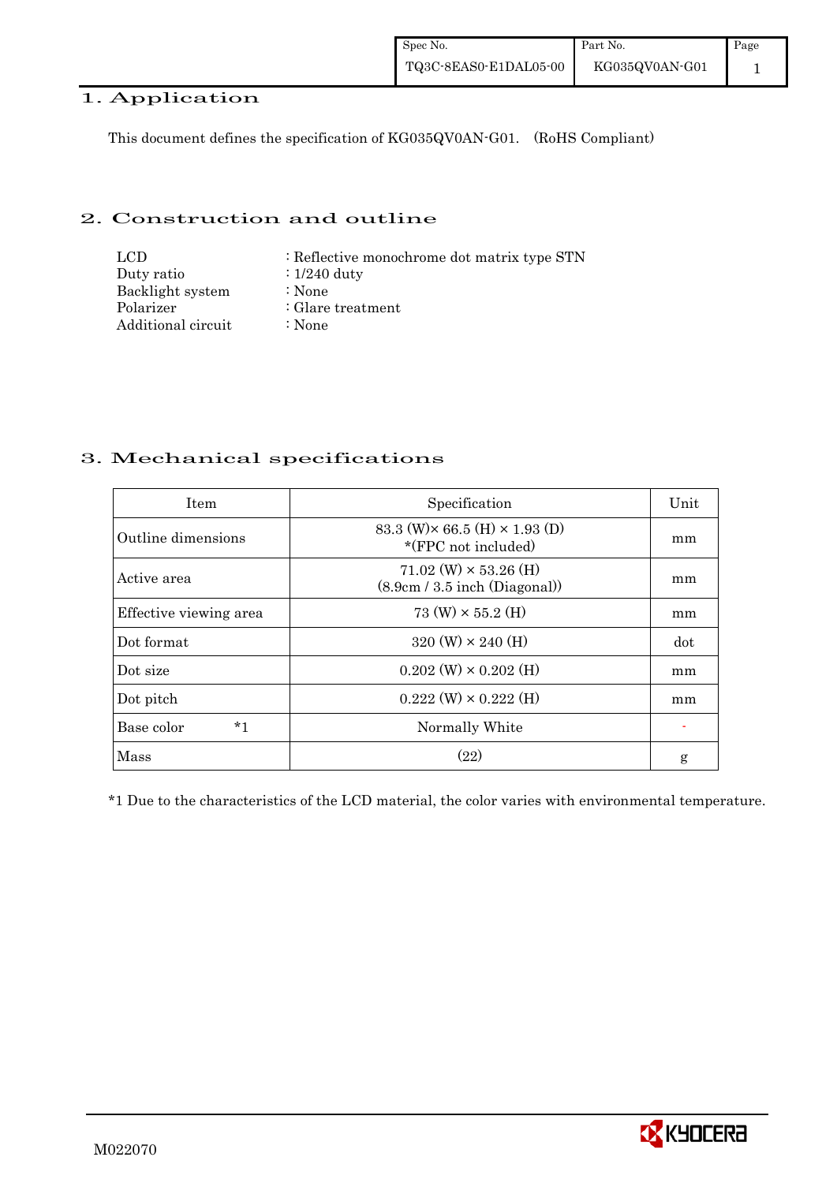## 1. Application

This document defines the specification of KG035QV0AN-G01. (RoHS Compliant)

## 2. Construction and outline

| | |
|---|---|
| LCD | : Reflective monochrome dot matrix type STN |
| Duty ratio | : 1/240 duty |
| Backlight system | : None |
| Polarizer | : Glare treatment |
| Additional circuit | : None |

## 3. Mechanical specifications

| Item | Specification | Unit |
|---|---|---|
| Outline dimensions | 83.3 (W)× 66.5 (H) × 1.93 (D) *(FPC not included) | mm |
| Active area | 71.02 (W) × 53.26 (H) (8.9cm / 3.5 inch (Diagonal)) | mm |
| Effective viewing area | 73 (W) × 55.2 (H) | mm |
| Dot format | 320 (W) × 240 (H) | dot |
| Dot size | 0.202 (W) × 0.202 (H) | mm |
| Dot pitch | 0.222 (W) × 0.222 (H) | mm |
| Base color *1 | Normally White | - |
| Mass | (22) | g |

*1 Due to the characteristics of the LCD material, the color varies with environmental temperature.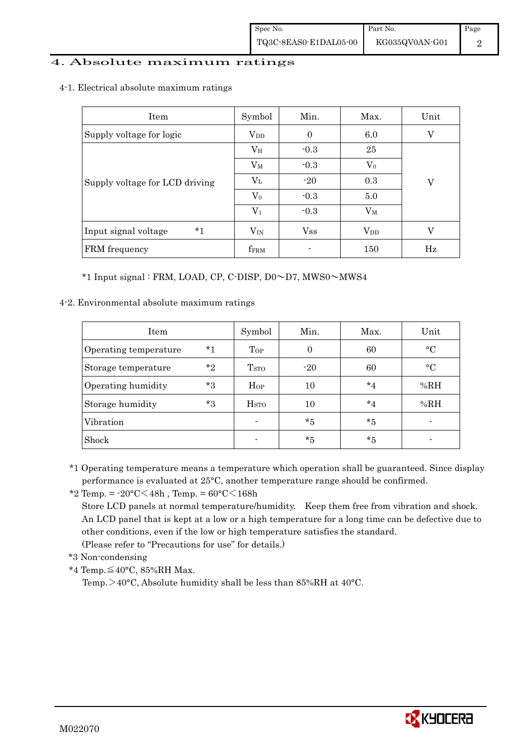## 4. Absolute maximum ratings

### 4-1. Electrical absolute maximum ratings

| Item | Symbol | Min. | Max. | Unit |
|---|---|---|---|---|
| Supply voltage for logic | $V_{DD}$ | 0 | 6.0 | V |
| Supply voltage for LCD driving | $V_H$ | -0.3 | 25 | V |
| | $V_M$ | -0.3 | $V_0$ | |
| | $V_L$ | -20 | 0.3 | |
| | $V_0$ | -0.3 | 5.0 | |
| | $V_1$ | -0.3 | $V_M$ | |
| Input signal voltage *1 | $V_{IN}$ | Vss | $V_{DD}$ | V |
| FRM frequency | $f_{FRM}$ | - | 150 | Hz |

*1 Input signal : FRM, LOAD, CP, C-DISP, D0～D7, MWS0～MWS4

### 4-2. Environmental absolute maximum ratings

| Item | Symbol | Min. | Max. | Unit |
|---|---|---|---|---|
| Operating temperature *1 | $T_{OP}$ | 0 | 60 | °C |
| Storage temperature *2 | $T_{STO}$ | -20 | 60 | °C |
| Operating humidity *3 | $H_{OP}$ | 10 | *4 | %RH |
| Storage humidity *3 | $H_{STO}$ | 10 | *4 | %RH |
| Vibration | - | *5 | *5 | - |
| Shock | - | *5 | *5 | - |

*1 Operating temperature means a temperature which operation shall be guaranteed. Since display performance is evaluated at 25°C, another temperature range should be confirmed.

*2 Temp. = -20°C＜48h , Temp. = 60°C＜168h
Store LCD panels at normal temperature/humidity. Keep them free from vibration and shock. An LCD panel that is kept at a low or a high temperature for a long time can be defective due to other conditions, even if the low or high temperature satisfies the standard.
(Please refer to "Precautions for use" for details.)

*3 Non-condensing

*4 Temp.≦40°C, 85%RH Max.
Temp.＞40°C, Absolute humidity shall be less than 85%RH at 40°C.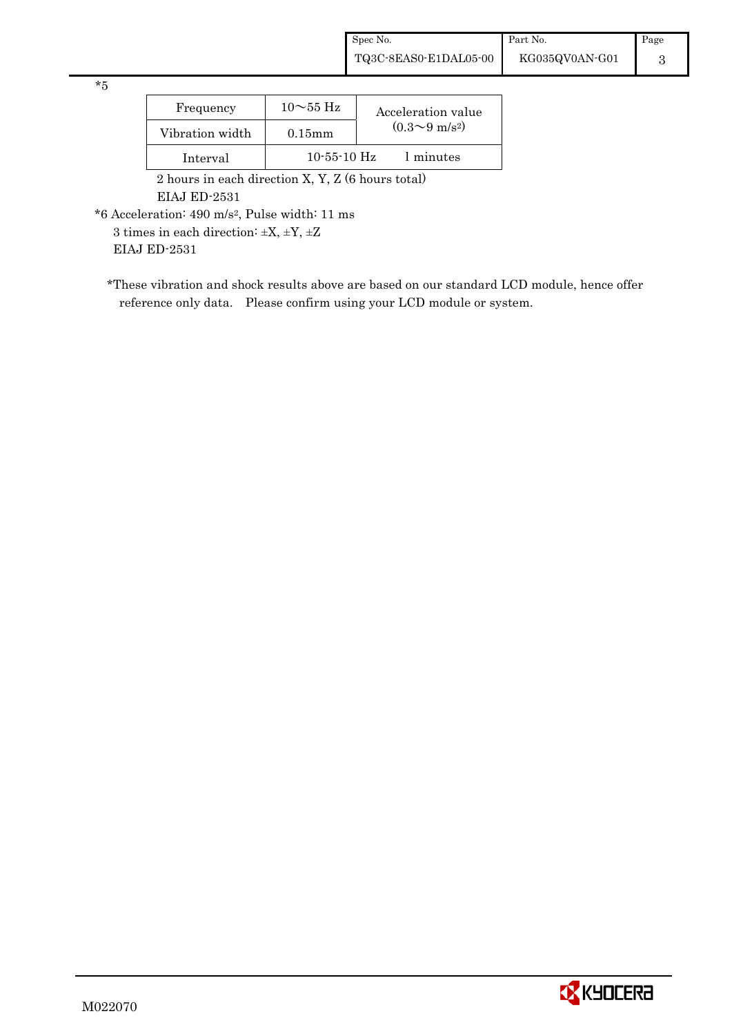*5

| Frequency | 10～55 Hz | Acceleration value ($0.3$～$9\ m/s^2$) |
|---|---|---|
| Vibration width | 0.15mm | |
| Interval | 10-55-10 Hz 1 minutes | |

2 hours in each direction X, Y, Z (6 hours total)
EIAJ ED-2531

*6 Acceleration: $490\ m/s^2$, Pulse width: 11 ms
3 times in each direction: ±X, ±Y, ±Z
EIAJ ED-2531

*These vibration and shock results above are based on our standard LCD module, hence offer reference only data. Please confirm using your LCD module or system.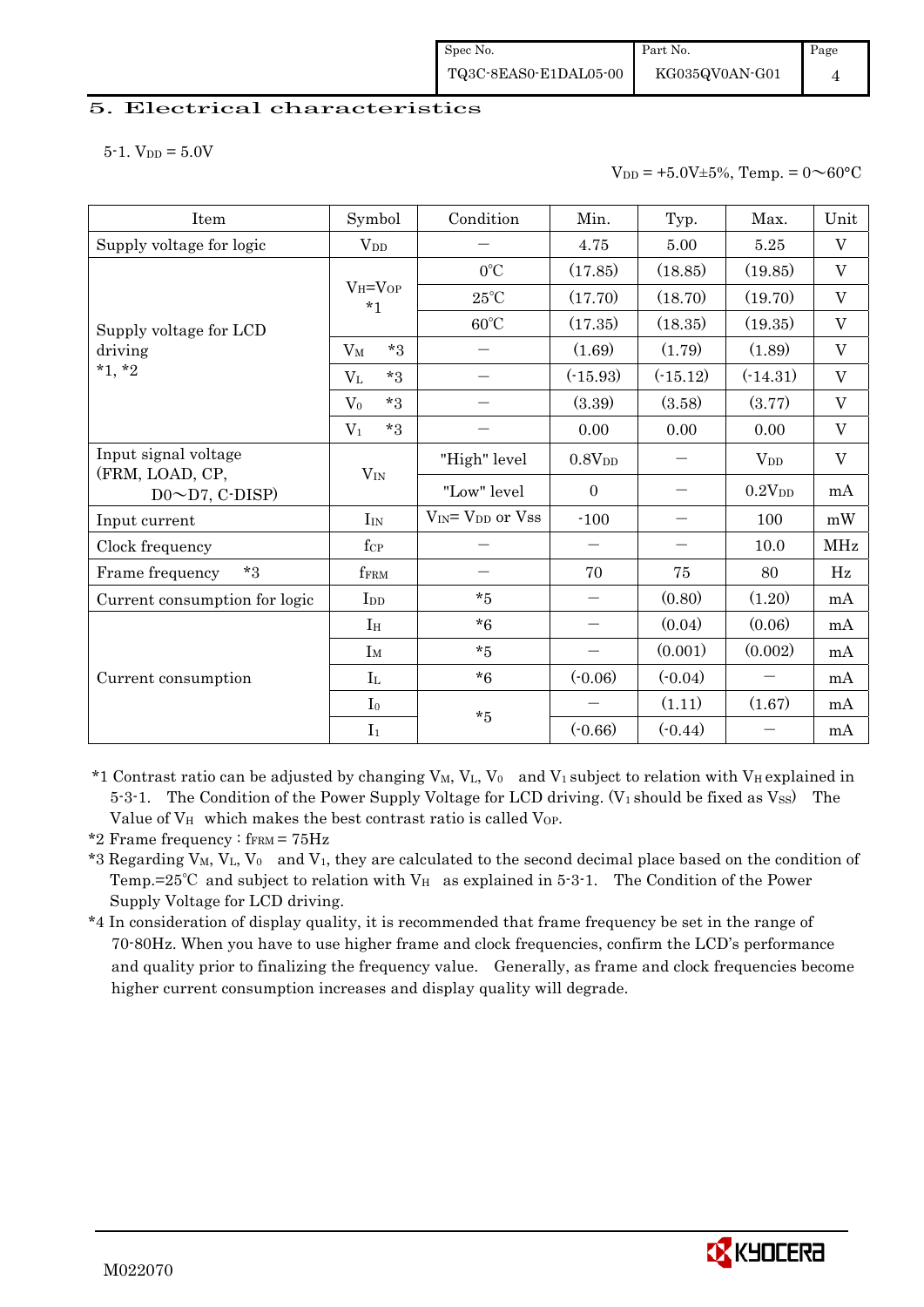## 5. Electrical characteristics

5-1. $V_{DD}$ = 5.0V

$V_{DD}$ = +5.0V±5%, Temp. = 0〜60°C

| Item | Symbol | Condition | Min. | Typ. | Max. | Unit |
|---|---|---|---|---|---|---|
| Supply voltage for logic | $V_{DD}$ | — | 4.75 | 5.00 | 5.25 | V |
| Supply voltage for LCD driving *1, *2 | $V_H$=$V_{OP}$ *1 | 0℃ | (17.85) | (18.85) | (19.85) | V |
| | | 25℃ | (17.70) | (18.70) | (19.70) | V |
| | | 60℃ | (17.35) | (18.35) | (19.35) | V |
| | $V_M$ *3 | — | (1.69) | (1.79) | (1.89) | V |
| | $V_L$ *3 | — | (-15.93) | (-15.12) | (-14.31) | V |
| | $V_0$ *3 | — | (3.39) | (3.58) | (3.77) | V |
| | $V_1$ *3 | — | 0.00 | 0.00 | 0.00 | V |
| Input signal voltage (FRM, LOAD, CP, D0〜D7, C-DISP) | $V_{IN}$ | "High" level | 0.8$V_{DD}$ | — | $V_{DD}$ | V |
| | | "Low" level | 0 | — | 0.2$V_{DD}$ | mA |
| Input current | $I_{IN}$ | $V_{IN}$= $V_{DD}$ or Vss | -100 | — | 100 | mW |
| Clock frequency | $f_{CP}$ | — | — | — | 10.0 | MHz |
| Frame frequency *3 | $f_{FRM}$ | — | 70 | 75 | 80 | Hz |
| Current consumption for logic | $I_{DD}$ | *5 | — | (0.80) | (1.20) | mA |
| Current consumption | $I_H$ | *6 | — | (0.04) | (0.06) | mA |
| | $I_M$ | *5 | — | (0.001) | (0.002) | mA |
| | $I_L$ | *6 | (-0.06) | (-0.04) | — | mA |
| | $I_0$ | *5 | — | (1.11) | (1.67) | mA |
| | $I_1$ | | (-0.66) | (-0.44) | — | mA |

*1 Contrast ratio can be adjusted by changing $V_M$, $V_L$, $V_0$ and $V_1$ subject to relation with $V_H$ explained in 5-3-1. The Condition of the Power Supply Voltage for LCD driving. ($V_1$ should be fixed as $V_{SS}$) The Value of $V_H$ which makes the best contrast ratio is called $V_{OP}$.

*2 Frame frequency : $f_{FRM}$ = 75Hz

*3 Regarding $V_M$, $V_L$, $V_0$ and $V_1$, they are calculated to the second decimal place based on the condition of Temp.=25℃ and subject to relation with $V_H$ as explained in 5-3-1. The Condition of the Power Supply Voltage for LCD driving.

*4 In consideration of display quality, it is recommended that frame frequency be set in the range of 70-80Hz. When you have to use higher frame and clock frequencies, confirm the LCD's performance and quality prior to finalizing the frequency value. Generally, as frame and clock frequencies become higher current consumption increases and display quality will degrade.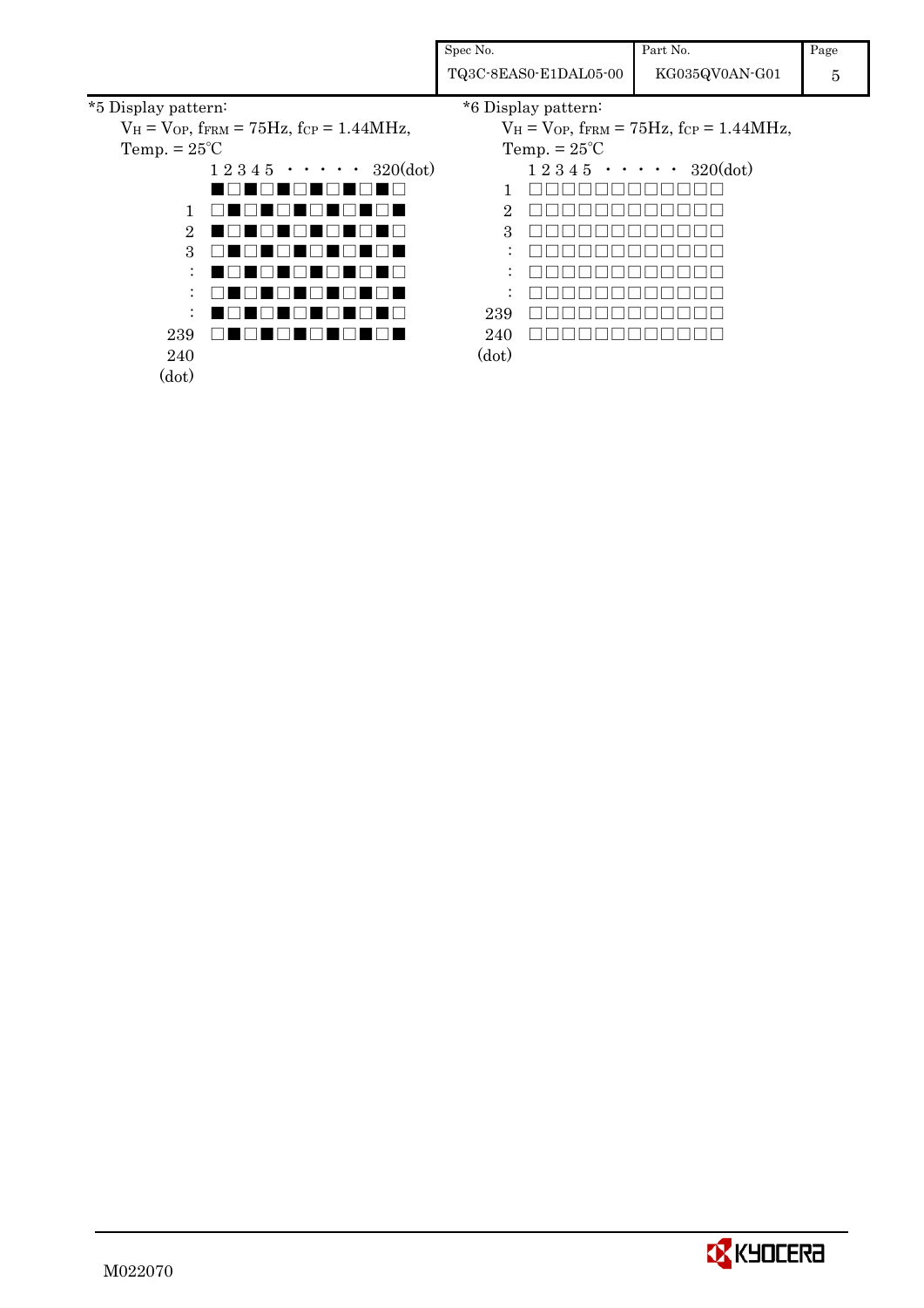*5 Display pattern:

$V_H = V_{OP}$, $f_{FRM}$ = 75Hz, $f_{CP}$ = 1.44MHz,

Temp. = 25℃

```
        1 2 3 4 5  ・ ・ ・ ・ ・  320(dot)
        ■□■□■□■□■□■□
 1      □■□■□■□■□■□■
 2      ■□■□■□■□■□■□
 3      □■□■□■□■□■□■
 :      ■□■□■□■□■□■□
 :      □■□■□■□■□■□■
 :      ■□■□■□■□■□■□
239     □■□■□■□■□■□■
240
(dot)
```

*6 Display pattern:

$V_H = V_{OP}$, $f_{FRM}$ = 75Hz, $f_{CP}$ = 1.44MHz,

Temp. = 25℃

```
        1 2 3 4 5  ・ ・ ・ ・ ・  320(dot)
 1      □□□□□□□□□□□□
 2      □□□□□□□□□□□□
 3      □□□□□□□□□□□□
 :      □□□□□□□□□□□□
 :      □□□□□□□□□□□□
 :      □□□□□□□□□□□□
239     □□□□□□□□□□□□
240     □□□□□□□□□□□□
(dot)
```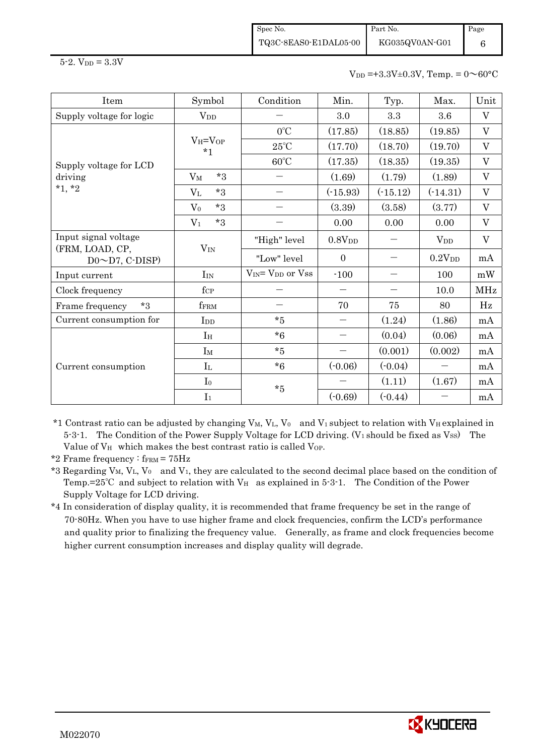5-2. $V_{DD}$ = 3.3V

$V_{DD}$ =+3.3V±0.3V, Temp. = 0～60°C

| Item | Symbol | Condition | Min. | Typ. | Max. | Unit |
|---|---|---|---|---|---|---|
| Supply voltage for logic | $V_{DD}$ | — | 3.0 | 3.3 | 3.6 | V |
| Supply voltage for LCD driving *1, *2 | $V_H$=$V_{OP}$ *1 | 0°C | (17.85) | (18.85) | (19.85) | V |
| | | 25°C | (17.70) | (18.70) | (19.70) | V |
| | | 60°C | (17.35) | (18.35) | (19.35) | V |
| | $V_M$ *3 | — | (1.69) | (1.79) | (1.89) | V |
| | $V_L$ *3 | — | (-15.93) | (-15.12) | (-14.31) | V |
| | $V_0$ *3 | — | (3.39) | (3.58) | (3.77) | V |
| | $V_1$ *3 | — | 0.00 | 0.00 | 0.00 | V |
| Input signal voltage (FRM, LOAD, CP, D0～D7, C-DISP) | $V_{IN}$ | "High" level | 0.8$V_{DD}$ | — | $V_{DD}$ | V |
| | | "Low" level | 0 | — | 0.2$V_{DD}$ | mA |
| Input current | $I_{IN}$ | $V_{IN}$= $V_{DD}$ or Vss | -100 | — | 100 | mW |
| Clock frequency | $f_{CP}$ | — | — | — | 10.0 | MHz |
| Frame frequency *3 | $f_{FRM}$ | — | 70 | 75 | 80 | Hz |
| Current consumption for | $I_{DD}$ | *5 | — | (1.24) | (1.86) | mA |
| Current consumption | $I_H$ | *6 | — | (0.04) | (0.06) | mA |
| | $I_M$ | *5 | — | (0.001) | (0.002) | mA |
| | $I_L$ | *6 | (-0.06) | (-0.04) | — | mA |
| | $I_0$ | *5 | — | (1.11) | (1.67) | mA |
| | $I_1$ | | (-0.69) | (-0.44) | — | mA |

*1 Contrast ratio can be adjusted by changing $V_M$, $V_L$, $V_0$ and $V_1$ subject to relation with $V_H$ explained in 5-3-1. The Condition of the Power Supply Voltage for LCD driving. ($V_1$ should be fixed as $V_{SS}$) The Value of $V_H$ which makes the best contrast ratio is called $V_{OP}$.

*2 Frame frequency : $f_{FRM}$ = 75Hz

*3 Regarding $V_M$, $V_L$, $V_0$ and $V_1$, they are calculated to the second decimal place based on the condition of Temp.=25℃ and subject to relation with $V_H$ as explained in 5-3-1. The Condition of the Power Supply Voltage for LCD driving.

*4 In consideration of display quality, it is recommended that frame frequency be set in the range of 70-80Hz. When you have to use higher frame and clock frequencies, confirm the LCD's performance and quality prior to finalizing the frequency value. Generally, as frame and clock frequencies become higher current consumption increases and display quality will degrade.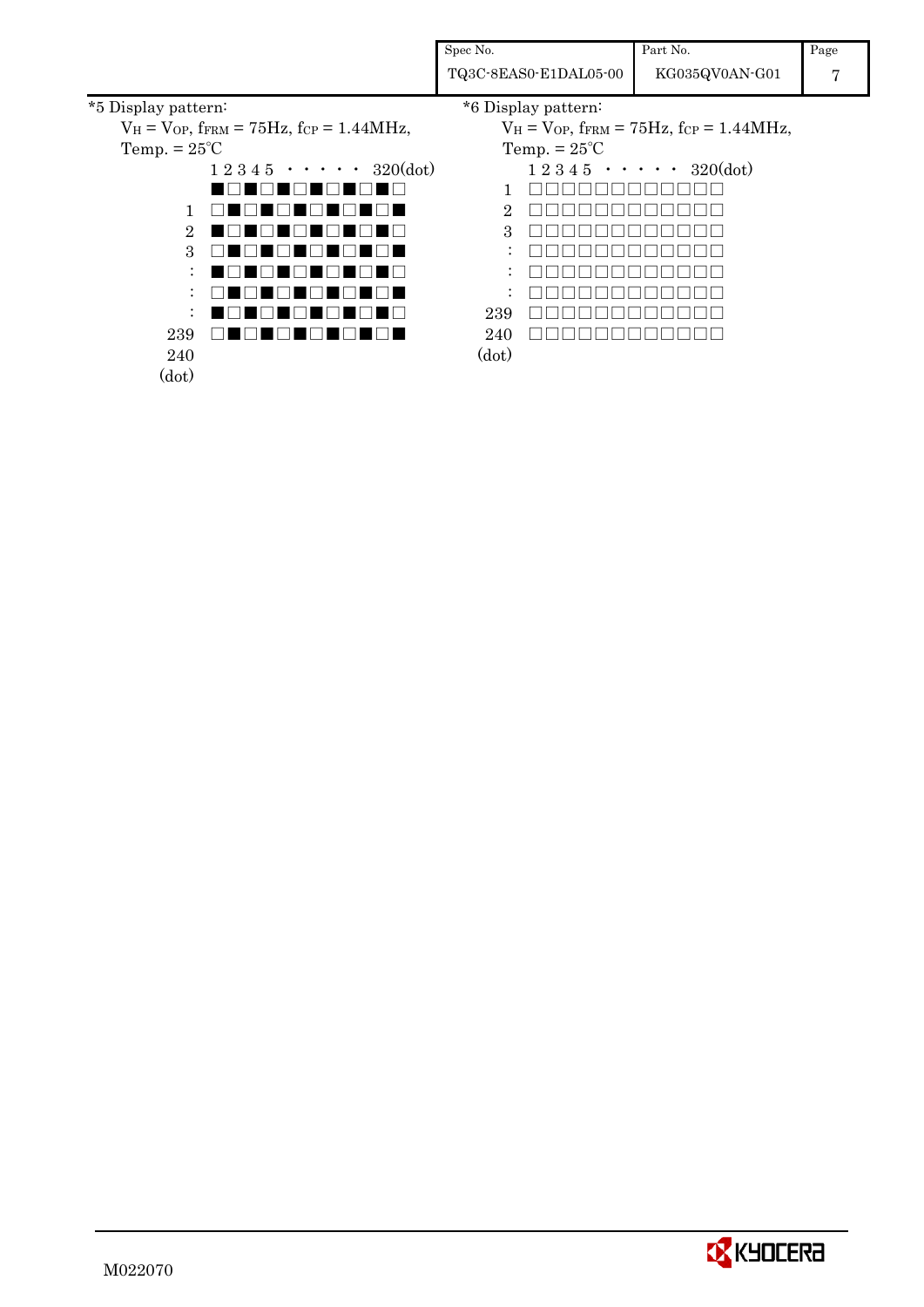*5 Display pattern:

$V_H = V_{OP}$, $f_{FRM} = 75Hz$, $f_{CP} = 1.44MHz$,

Temp. = 25℃

```
         1 2 3 4 5 ・・・・・ 320(dot)
         ■□■□■□■□■□■□
    1    □■□■□■□■□■□■
    2    ■□■□■□■□■□■□
    3    □■□■□■□■□■□■
    :    ■□■□■□■□■□■□
    :    □■□■□■□■□■□■
    :    ■□■□■□■□■□■□
  239    □■□■□■□■□■□■
  240
(dot)
```

*6 Display pattern:

$V_H = V_{OP}$, $f_{FRM} = 75Hz$, $f_{CP} = 1.44MHz$,

Temp. = 25℃

```
         1 2 3 4 5 ・・・・・ 320(dot)
    1    □□□□□□□□□□□□
    2    □□□□□□□□□□□□
    3    □□□□□□□□□□□□
    :    □□□□□□□□□□□□
    :    □□□□□□□□□□□□
    :    □□□□□□□□□□□□
  239    □□□□□□□□□□□□
  240    □□□□□□□□□□□□
(dot)
```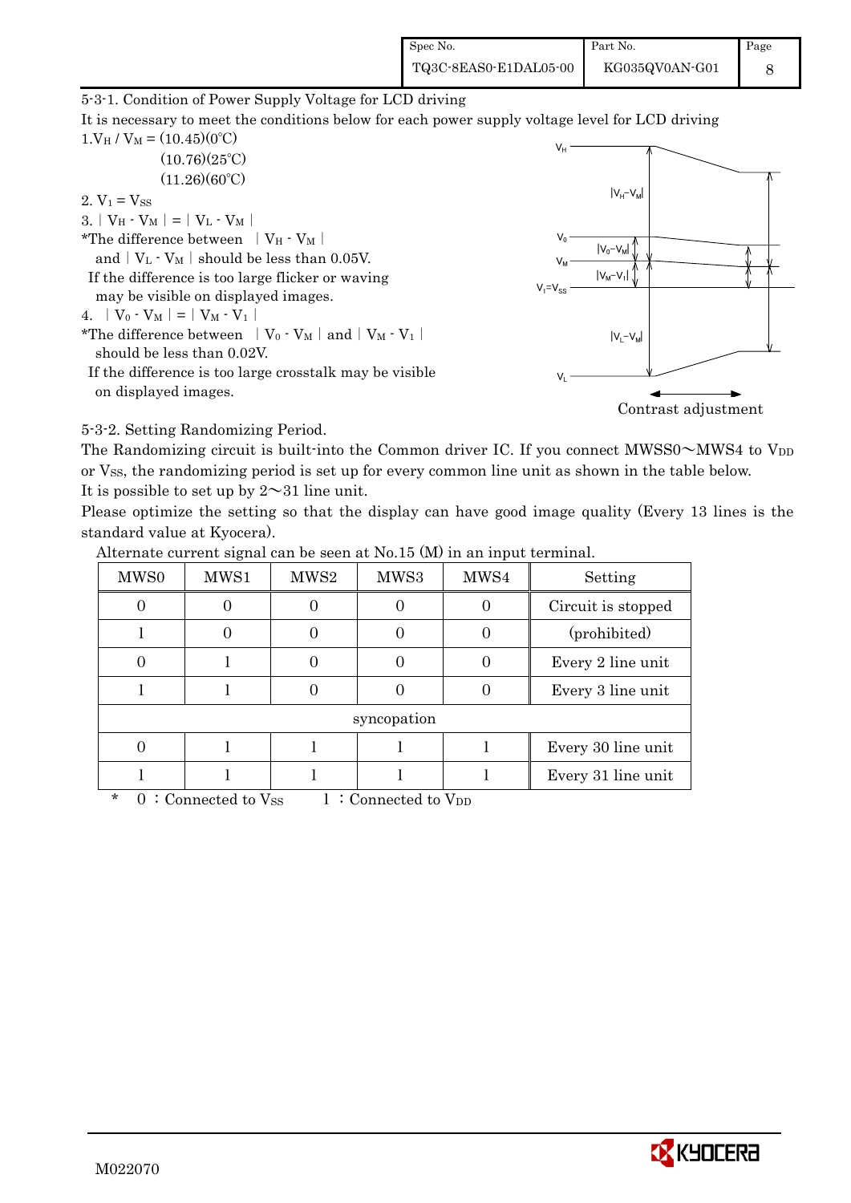### 5-3-1. Condition of Power Supply Voltage for LCD driving

It is necessary to meet the conditions below for each power supply voltage level for LCD driving

1. $V_H$ / $V_M$ = (10.45)(0℃)
   (10.76)(25℃)
   (11.26)(60℃)
2. $V_1 = V_{SS}$
3. $|V_H - V_M| = |V_L - V_M|$

   *The difference between $|V_H - V_M|$ and $|V_L - V_M|$ should be less than 0.05V.
   If the difference is too large flicker or waving may be visible on displayed images.
4. $|V_0 - V_M| = |V_M - V_1|$

   *The difference between $|V_0 - V_M|$ and $|V_M - V_1|$ should be less than 0.02V.
   If the difference is too large crosstalk may be visible on displayed images.

$V_H$, $V_0$, $V_M$, $V_1=V_{SS}$, $V_L$
$|V_H - V_M|$, $|V_0 - V_M|$, $|V_M - V_1|$, $|V_L - V_M|$

Contrast adjustment

### 5-3-2. Setting Randomizing Period.

The Randomizing circuit is built-into the Common driver IC. If you connect MWSS0～MWS4 to $V_{DD}$ or $V_{SS}$, the randomizing period is set up for every common line unit as shown in the table below.
It is possible to set up by 2～31 line unit.
Please optimize the setting so that the display can have good image quality (Every 13 lines is the standard value at Kyocera).
Alternate current signal can be seen at No.15 (M) in an input terminal.

| MWS0 | MWS1 | MWS2 | MWS3 | MWS4 | Setting |
|---|---|---|---|---|---|
| 0 | 0 | 0 | 0 | 0 | Circuit is stopped |
| 1 | 0 | 0 | 0 | 0 | (prohibited) |
| 0 | 1 | 0 | 0 | 0 | Every 2 line unit |
| 1 | 1 | 0 | 0 | 0 | Every 3 line unit |
| syncopation | | | | | |
| 0 | 1 | 1 | 1 | 1 | Every 30 line unit |
| 1 | 1 | 1 | 1 | 1 | Every 31 line unit |

\* 0 : Connected to $V_{SS}$   1 : Connected to $V_{DD}$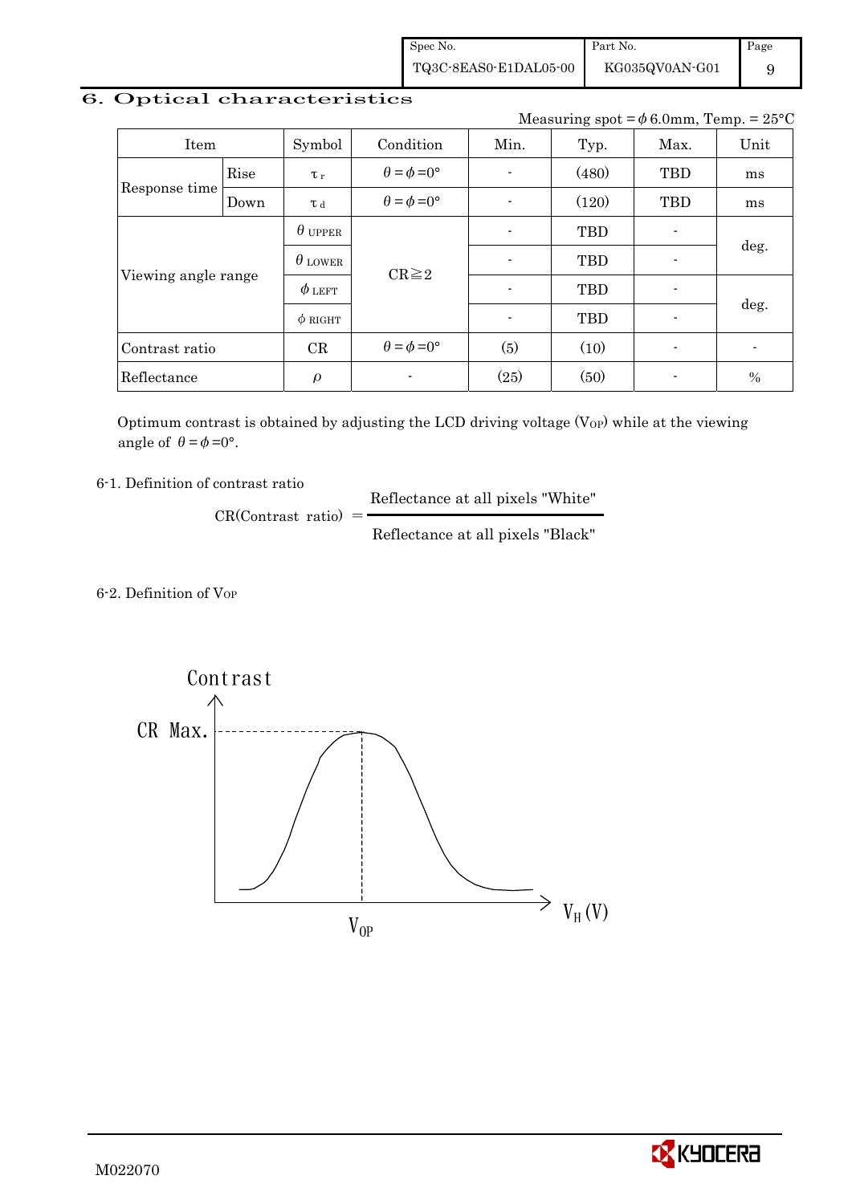## 6. Optical characteristics

Measuring spot = $\phi$ 6.0mm, Temp. = 25°C

| Item | | Symbol | Condition | Min. | Typ. | Max. | Unit |
|---|---|---|---|---|---|---|---|
| Response time | Rise | $\tau_r$ | $\theta = \phi = 0°$ | - | (480) | TBD | ms |
| | Down | $\tau_d$ | $\theta = \phi = 0°$ | - | (120) | TBD | ms |
| Viewing angle range | | $\theta_{UPPER}$ | CR≧2 | - | TBD | - | deg. |
| | | $\theta_{LOWER}$ | | - | TBD | - | |
| | | $\phi_{LEFT}$ | | - | TBD | - | deg. |
| | | $\phi_{RIGHT}$ | | - | TBD | - | |
| Contrast ratio | | CR | $\theta = \phi = 0°$ | (5) | (10) | - | - |
| Reflectance | | $\rho$ | - | (25) | (50) | - | % |

Optimum contrast is obtained by adjusting the LCD driving voltage ($V_{OP}$) while at the viewing angle of $\theta = \phi = 0°$.

6-1. Definition of contrast ratio

$$\text{CR(Contrast ratio)} = \frac{\text{Reflectance at all pixels "White"}}{\text{Reflectance at all pixels "Black"}}$$

6-2. Definition of $V_{OP}$

Contrast

CR Max.

$V_{OP}$

$V_H$(V)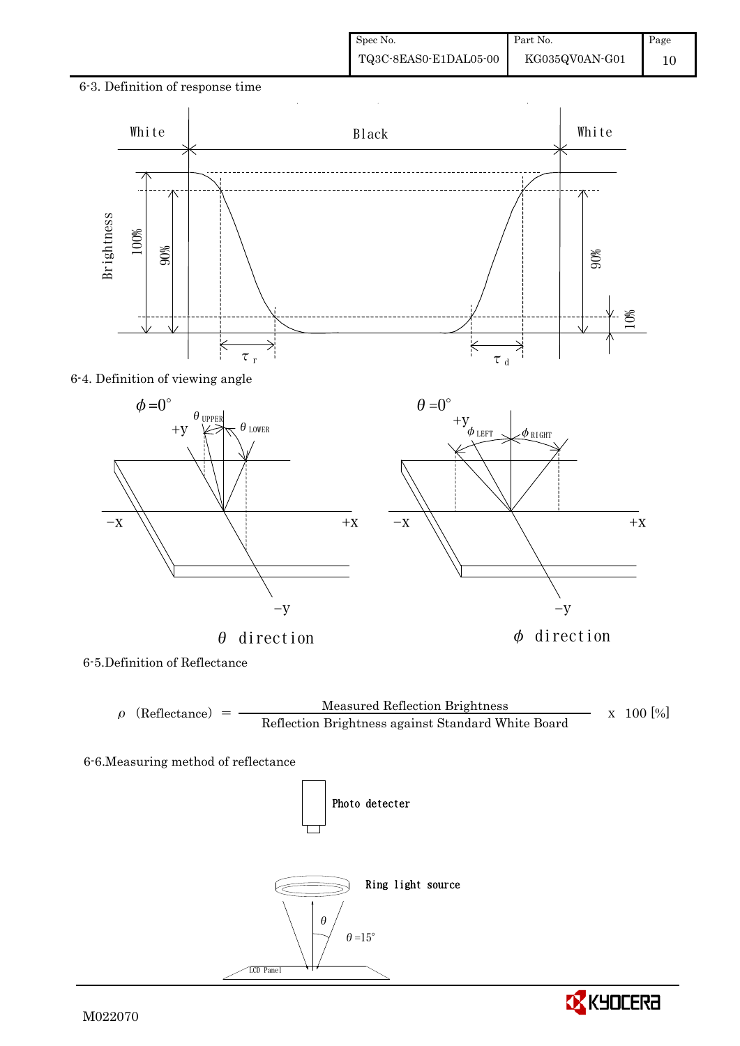6-3. Definition of response time

6-4. Definition of viewing angle

6-5.Definition of Reflectance

$$\rho \ \text{(Reflectance)} = \frac{\text{Measured Reflection Brightness}}{\text{Reflection Brightness against Standard White Board}} \times 100 \ [\%]$$

6-6.Measuring method of reflectance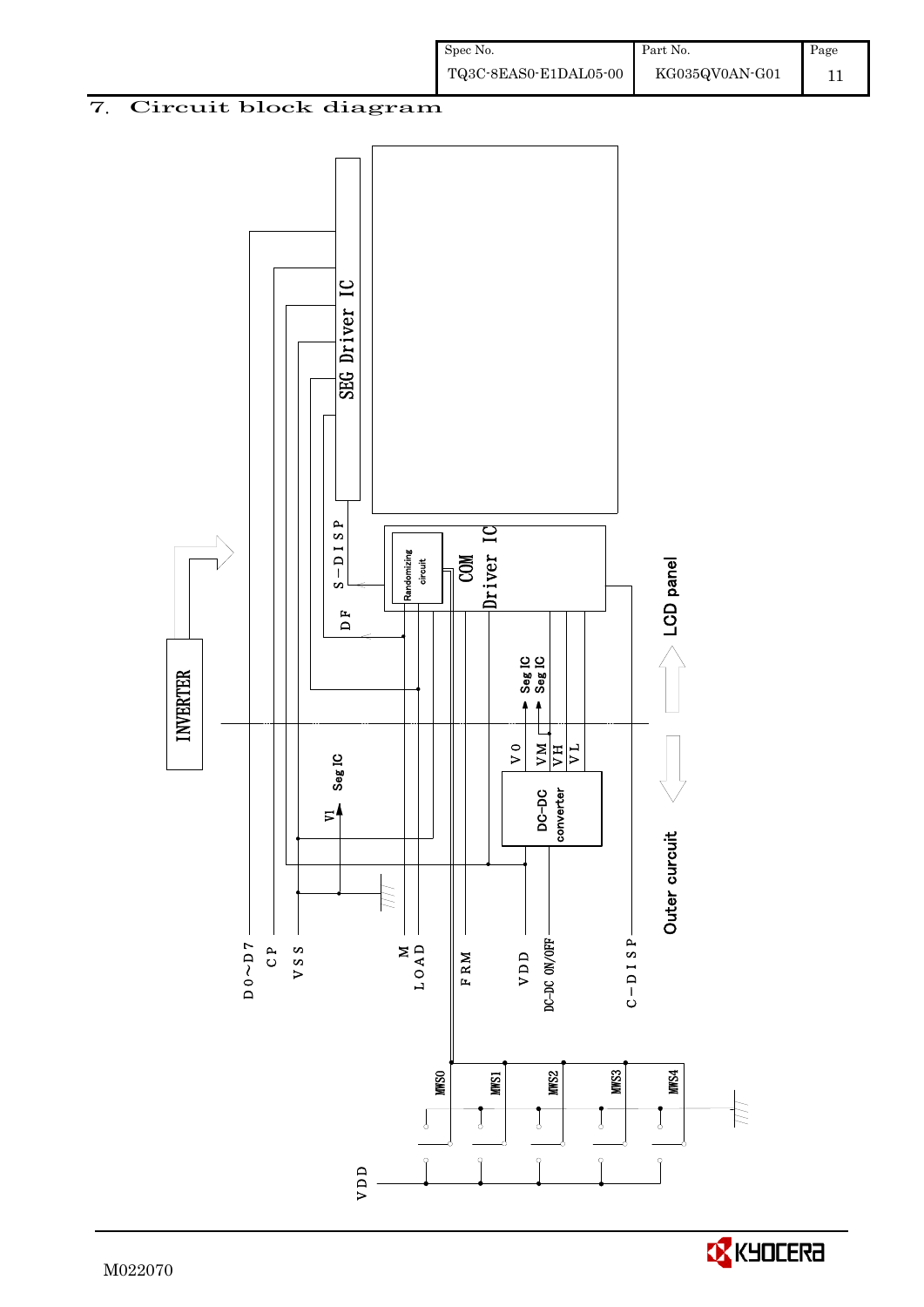## 7. Circuit block diagram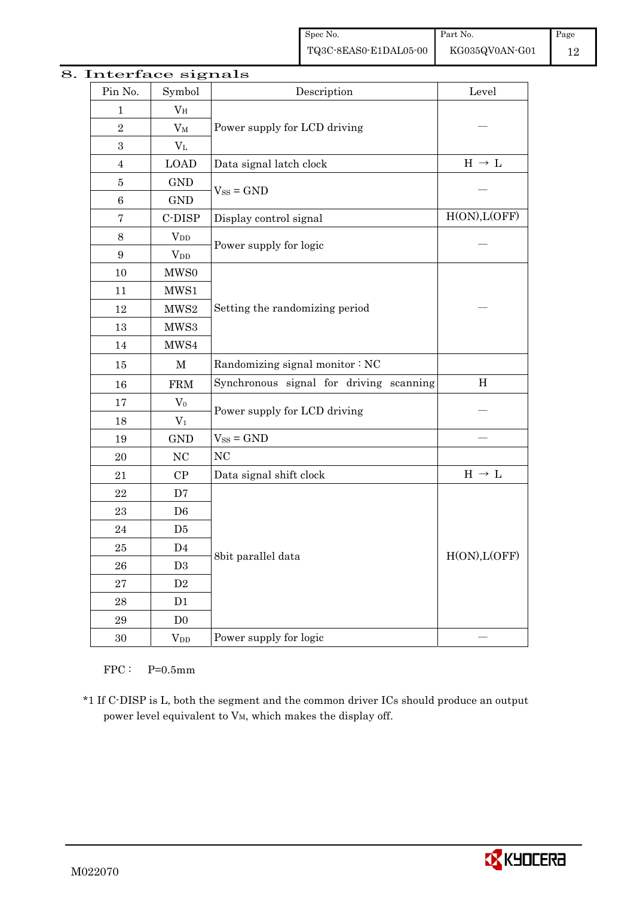## 8. Interface signals

| Pin No. | Symbol | Description | Level |
|---|---|---|---|
| 1 | $V_H$ | Power supply for LCD driving | — |
| 2 | $V_M$ | | |
| 3 | $V_L$ | | |
| 4 | LOAD | Data signal latch clock | H → L |
| 5 | GND | $V_{SS}$ = GND | — |
| 6 | GND | | |
| 7 | C-DISP | Display control signal | H(ON),L(OFF) |
| 8 | $V_{DD}$ | Power supply for logic | — |
| 9 | $V_{DD}$ | | |
| 10 | MWS0 | Setting the randomizing period | — |
| 11 | MWS1 | | |
| 12 | MWS2 | | |
| 13 | MWS3 | | |
| 14 | MWS4 | | |
| 15 | M | Randomizing signal monitor : NC | |
| 16 | FRM | Synchronous signal for driving scanning | H |
| 17 | $V_0$ | Power supply for LCD driving | — |
| 18 | $V_1$ | | |
| 19 | GND | $V_{SS}$ = GND | — |
| 20 | NC | NC | |
| 21 | CP | Data signal shift clock | H → L |
| 22 | D7 | 8bit parallel data | H(ON),L(OFF) |
| 23 | D6 | | |
| 24 | D5 | | |
| 25 | D4 | | |
| 26 | D3 | | |
| 27 | D2 | | |
| 28 | D1 | | |
| 29 | D0 | | |
| 30 | $V_{DD}$ | Power supply for logic | — |

FPC : P=0.5mm

*1 If C-DISP is L, both the segment and the common driver ICs should produce an output power level equivalent to $V_M$, which makes the display off.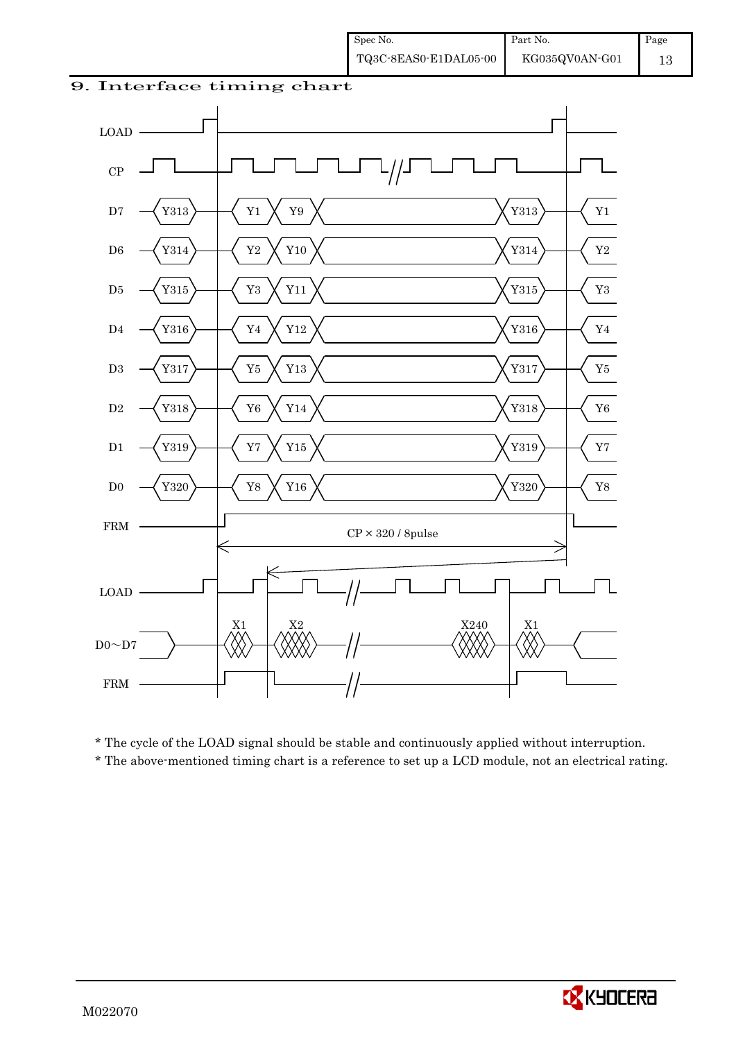## 9. Interface timing chart

LOAD

CP

| Signal | | | | | | |
|---|---|---|---|---|---|---|
| D7 | Y313 | Y1 | Y9 | | Y313 | Y1 |
| D6 | Y314 | Y2 | Y10 | | Y314 | Y2 |
| D5 | Y315 | Y3 | Y11 | | Y315 | Y3 |
| D4 | Y316 | Y4 | Y12 | | Y316 | Y4 |
| D3 | Y317 | Y5 | Y13 | | Y317 | Y5 |
| D2 | Y318 | Y6 | Y14 | | Y318 | Y6 |
| D1 | Y319 | Y7 | Y15 | | Y319 | Y7 |
| D0 | Y320 | Y8 | Y16 | | Y320 | Y8 |

FRM

CP × 320 / 8pulse

LOAD

D0～D7: X1, X2, X240, X1

FRM

* The cycle of the LOAD signal should be stable and continuously applied without interruption.
* The above-mentioned timing chart is a reference to set up a LCD module, not an electrical rating.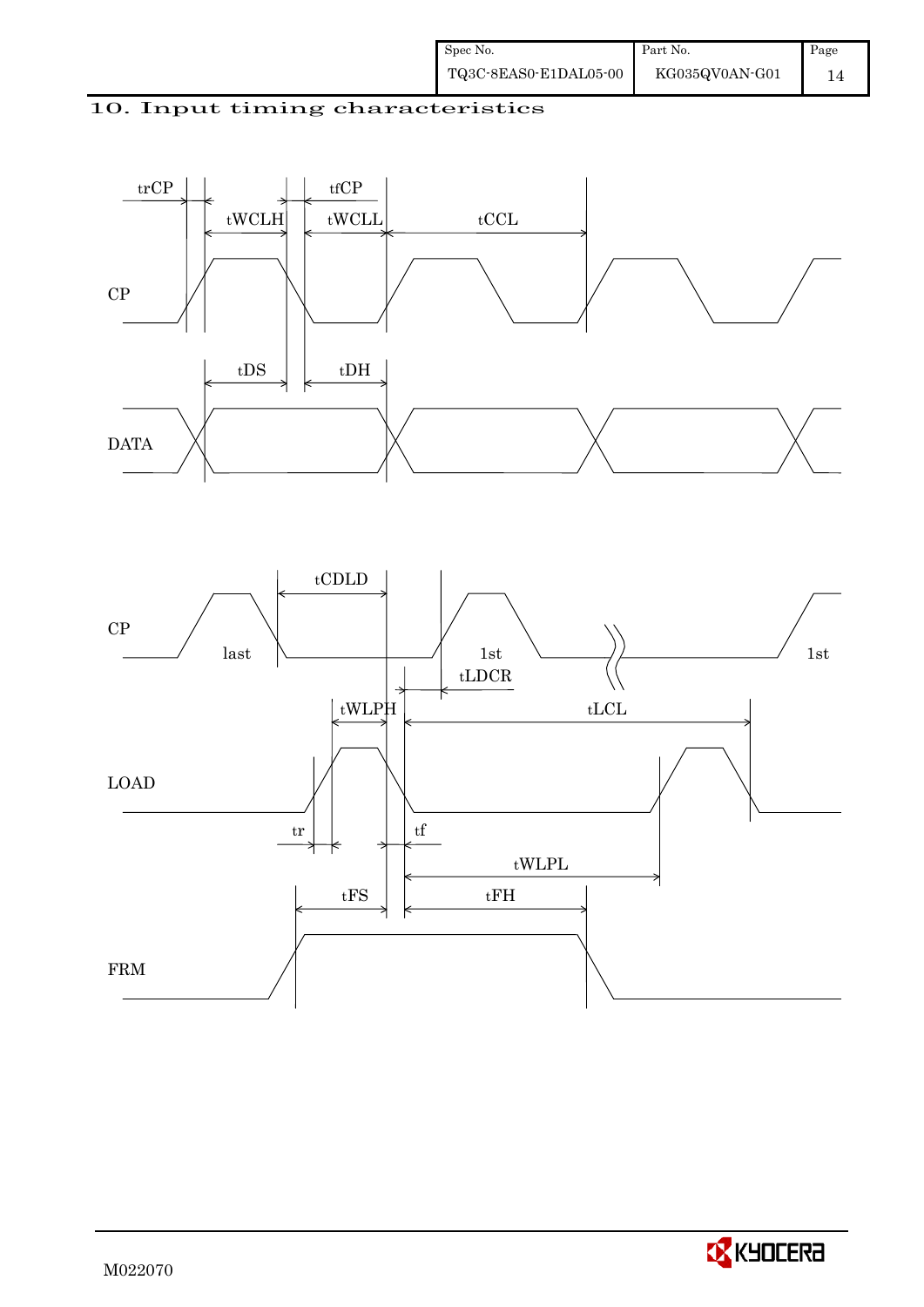## 10. Input timing characteristics

trCP tfCP tWCLH tWCLL tCCL

CP

tDS tDH

DATA

tCDLD

CP last 1st 1st

tLDCR

tWLPH tLCL

LOAD

tr tf

tWLPL

tFS tFH

FRM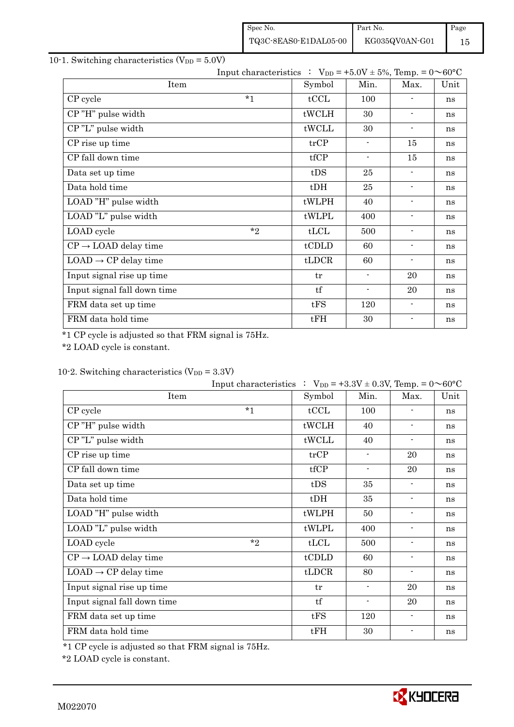## 10-1. Switching characteristics ($V_{DD}$ = 5.0V)

Input characteristics : $V_{DD}$ = +5.0V ± 5%, Temp. = 0～60°C

| Item | | Symbol | Min. | Max. | Unit |
|---|---|---|---|---|---|
| CP cycle | *1 | tCCL | 100 | - | ns |
| CP "H" pulse width | | tWCLH | 30 | - | ns |
| CP "L" pulse width | | tWCLL | 30 | - | ns |
| CP rise up time | | trCP | - | 15 | ns |
| CP fall down time | | tfCP | - | 15 | ns |
| Data set up time | | tDS | 25 | - | ns |
| Data hold time | | tDH | 25 | - | ns |
| LOAD "H" pulse width | | tWLPH | 40 | - | ns |
| LOAD "L" pulse width | | tWLPL | 400 | - | ns |
| LOAD cycle | *2 | tLCL | 500 | - | ns |
| CP → LOAD delay time | | tCDLD | 60 | - | ns |
| LOAD → CP delay time | | tLDCR | 60 | - | ns |
| Input signal rise up time | | tr | - | 20 | ns |
| Input signal fall down time | | tf | - | 20 | ns |
| FRM data set up time | | tFS | 120 | - | ns |
| FRM data hold time | | tFH | 30 | - | ns |

*1 CP cycle is adjusted so that FRM signal is 75Hz.

*2 LOAD cycle is constant.

## 10-2. Switching characteristics ($V_{DD}$ = 3.3V)

Input characteristics : $V_{DD}$ = +3.3V ± 0.3V, Temp. = 0～60°C

| Item | | Symbol | Min. | Max. | Unit |
|---|---|---|---|---|---|
| CP cycle | *1 | tCCL | 100 | - | ns |
| CP "H" pulse width | | tWCLH | 40 | - | ns |
| CP "L" pulse width | | tWCLL | 40 | - | ns |
| CP rise up time | | trCP | - | 20 | ns |
| CP fall down time | | tfCP | - | 20 | ns |
| Data set up time | | tDS | 35 | - | ns |
| Data hold time | | tDH | 35 | - | ns |
| LOAD "H" pulse width | | tWLPH | 50 | - | ns |
| LOAD "L" pulse width | | tWLPL | 400 | - | ns |
| LOAD cycle | *2 | tLCL | 500 | - | ns |
| CP → LOAD delay time | | tCDLD | 60 | - | ns |
| LOAD → CP delay time | | tLDCR | 80 | - | ns |
| Input signal rise up time | | tr | - | 20 | ns |
| Input signal fall down time | | tf | - | 20 | ns |
| FRM data set up time | | tFS | 120 | - | ns |
| FRM data hold time | | tFH | 30 | - | ns |

*1 CP cycle is adjusted so that FRM signal is 75Hz.

*2 LOAD cycle is constant.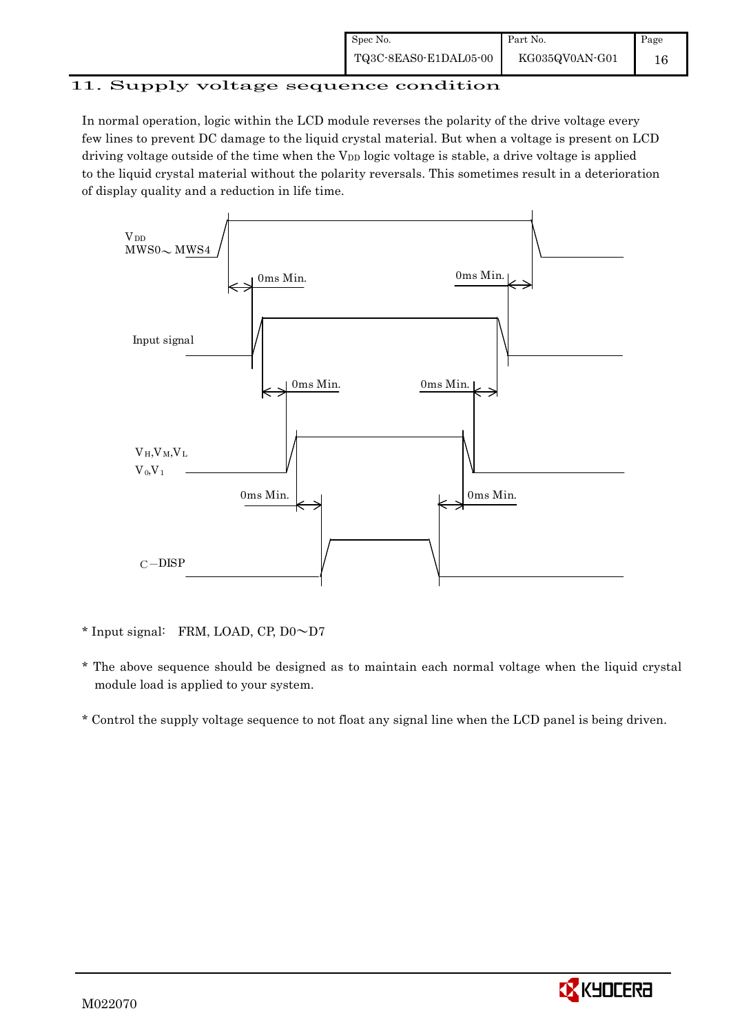## 11. Supply voltage sequence condition

In normal operation, logic within the LCD module reverses the polarity of the drive voltage every few lines to prevent DC damage to the liquid crystal material. But when a voltage is present on LCD driving voltage outside of the time when the $V_{DD}$ logic voltage is stable, a drive voltage is applied to the liquid crystal material without the polarity reversals. This sometimes result in a deterioration of display quality and a reduction in life time.

$V_{DD}$
MWS0～MWS4

0ms Min. 0ms Min.

Input signal

0ms Min. 0ms Min.

$V_H$,$V_M$,$V_L$
$V_0$,$V_1$

0ms Min. 0ms Min.

C−DISP

\* Input signal: FRM, LOAD, CP, D0～D7

\* The above sequence should be designed as to maintain each normal voltage when the liquid crystal module load is applied to your system.

\* Control the supply voltage sequence to not float any signal line when the LCD panel is being driven.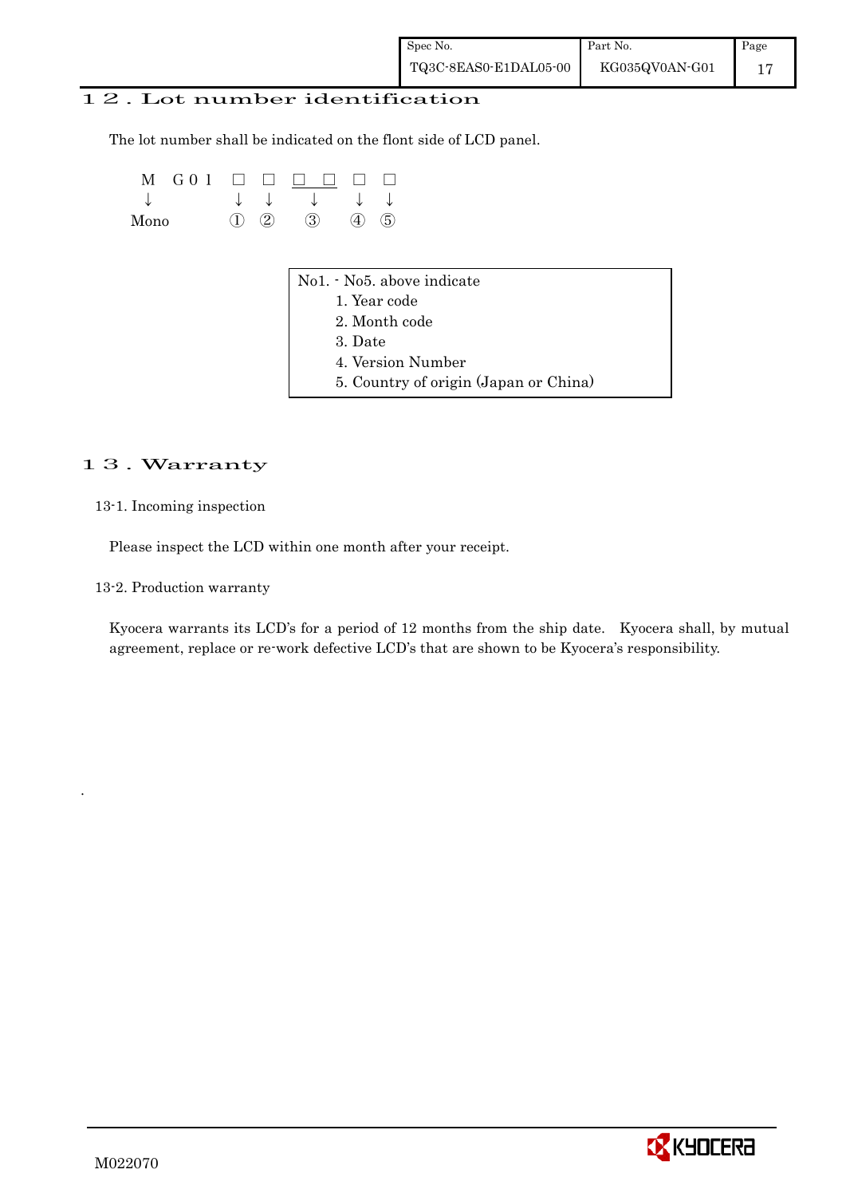## 12. Lot number identification

The lot number shall be indicated on the flont side of LCD panel.

```
M   G 0 1   □  □  □ □  □  □
↓           ↓  ↓    ↓   ↓  ↓
Mono        ①  ②    ③   ④  ⑤
```

| No1. - No5. above indicate |
|---|
| 1. Year code |
| 2. Month code |
| 3. Date |
| 4. Version Number |
| 5. Country of origin (Japan or China) |

## 13. Warranty

13-1. Incoming inspection

Please inspect the LCD within one month after your receipt.

13-2. Production warranty

Kyocera warrants its LCD's for a period of 12 months from the ship date. Kyocera shall, by mutual agreement, replace or re-work defective LCD's that are shown to be Kyocera's responsibility.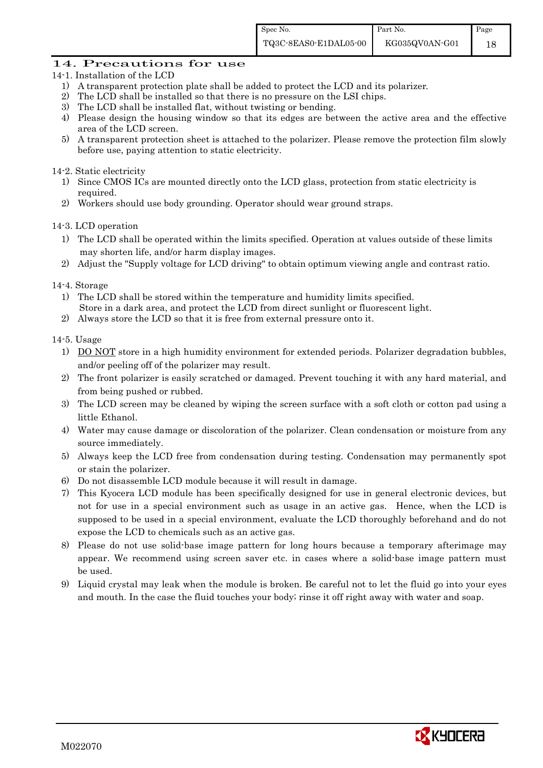# 14. Precautions for use

## 14-1. Installation of the LCD

1) A transparent protection plate shall be added to protect the LCD and its polarizer.
2) The LCD shall be installed so that there is no pressure on the LSI chips.
3) The LCD shall be installed flat, without twisting or bending.
4) Please design the housing window so that its edges are between the active area and the effective area of the LCD screen.
5) A transparent protection sheet is attached to the polarizer. Please remove the protection film slowly before use, paying attention to static electricity.

## 14-2. Static electricity

1) Since CMOS ICs are mounted directly onto the LCD glass, protection from static electricity is required.
2) Workers should use body grounding. Operator should wear ground straps.

## 14-3. LCD operation

1) The LCD shall be operated within the limits specified. Operation at values outside of these limits may shorten life, and/or harm display images.
2) Adjust the "Supply voltage for LCD driving" to obtain optimum viewing angle and contrast ratio.

## 14-4. Storage

1) The LCD shall be stored within the temperature and humidity limits specified. Store in a dark area, and protect the LCD from direct sunlight or fluorescent light.
2) Always store the LCD so that it is free from external pressure onto it.

## 14-5. Usage

1) DO NOT store in a high humidity environment for extended periods. Polarizer degradation bubbles, and/or peeling off of the polarizer may result.
2) The front polarizer is easily scratched or damaged. Prevent touching it with any hard material, and from being pushed or rubbed.
3) The LCD screen may be cleaned by wiping the screen surface with a soft cloth or cotton pad using a little Ethanol.
4) Water may cause damage or discoloration of the polarizer. Clean condensation or moisture from any source immediately.
5) Always keep the LCD free from condensation during testing. Condensation may permanently spot or stain the polarizer.
6) Do not disassemble LCD module because it will result in damage.
7) This Kyocera LCD module has been specifically designed for use in general electronic devices, but not for use in a special environment such as usage in an active gas. Hence, when the LCD is supposed to be used in a special environment, evaluate the LCD thoroughly beforehand and do not expose the LCD to chemicals such as an active gas.
8) Please do not use solid-base image pattern for long hours because a temporary afterimage may appear. We recommend using screen saver etc. in cases where a solid-base image pattern must be used.
9) Liquid crystal may leak when the module is broken. Be careful not to let the fluid go into your eyes and mouth. In the case the fluid touches your body; rinse it off right away with water and soap.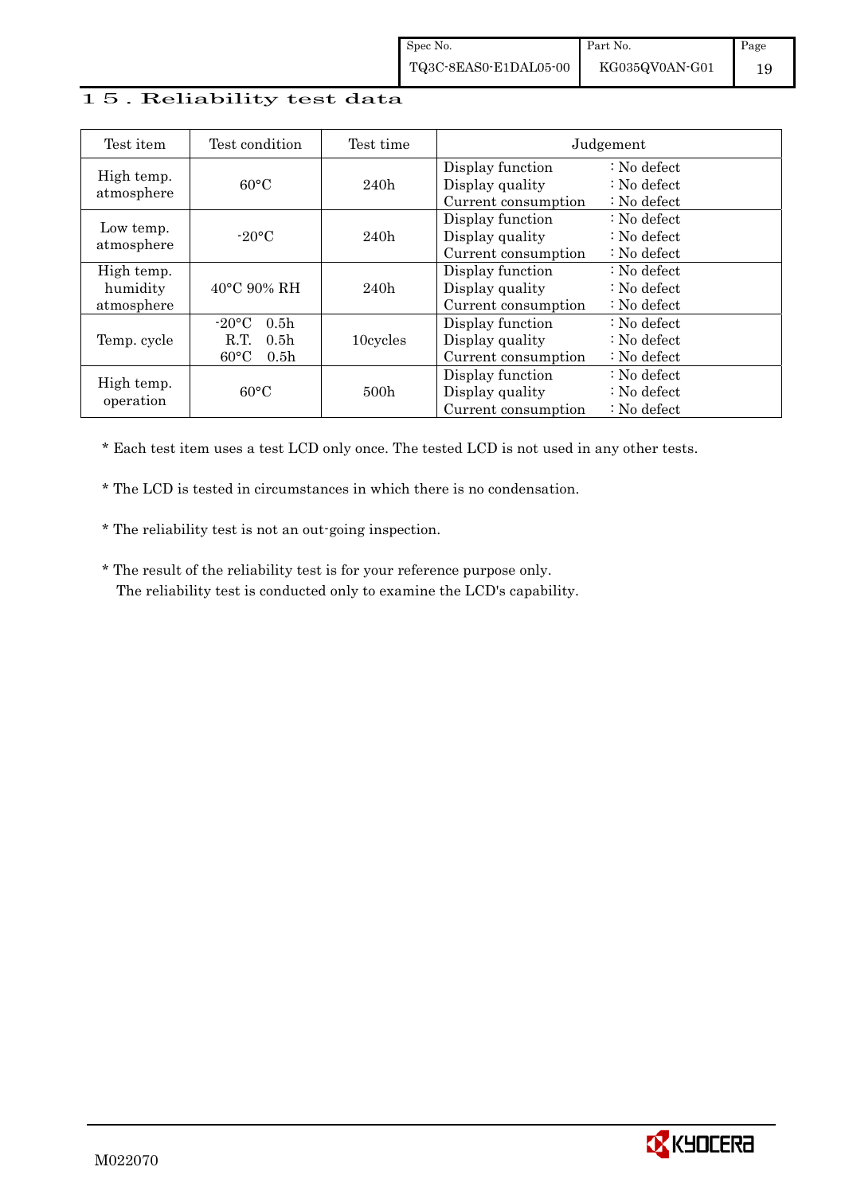## 15. Reliability test data

| Test item | Test condition | Test time | Judgement |
|---|---|---|---|
| High temp. atmosphere | 60°C | 240h | Display function : No defect<br>Display quality : No defect<br>Current consumption : No defect |
| Low temp. atmosphere | -20°C | 240h | Display function : No defect<br>Display quality : No defect<br>Current consumption : No defect |
| High temp. humidity atmosphere | 40°C 90% RH | 240h | Display function : No defect<br>Display quality : No defect<br>Current consumption : No defect |
| Temp. cycle | -20°C 0.5h<br>R.T. 0.5h<br>60°C 0.5h | 10cycles | Display function : No defect<br>Display quality : No defect<br>Current consumption : No defect |
| High temp. operation | 60°C | 500h | Display function : No defect<br>Display quality : No defect<br>Current consumption : No defect |

* Each test item uses a test LCD only once. The tested LCD is not used in any other tests.

* The LCD is tested in circumstances in which there is no condensation.

* The reliability test is not an out-going inspection.

* The result of the reliability test is for your reference purpose only.
  The reliability test is conducted only to examine the LCD's capability.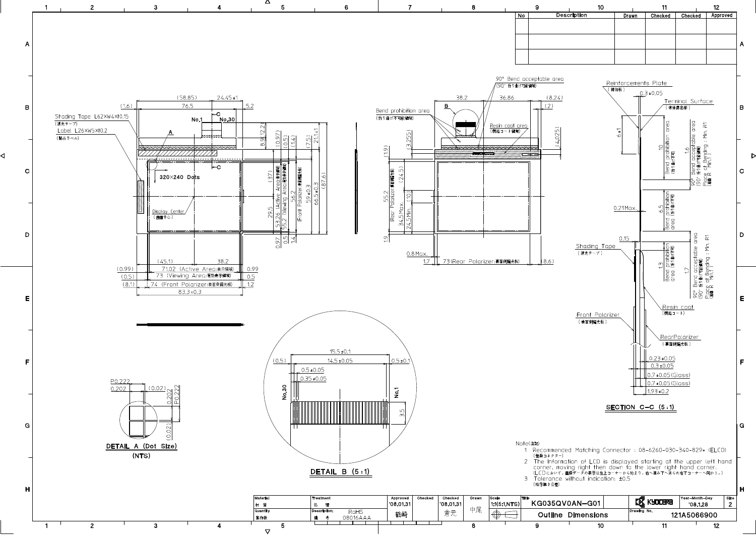| No | Description | Drawn | Checked | Checked | Approved |
|---|---|---|---|---|---|
| | | | | | |
| | | | | | |
| | | | | | |

Note(注記)

1. Recommended Matching Connector : 08-6260-030-340-829+ (ELCO)
(推奨コネクター)
2. The Information of LCD is displayed starting at the upper left hand corner, moving right then down to the lower right hand corner.
(LCDにおいて、画像データの表示は左上コーナーから始まり、右へ進み下へ送られ右下コーナーへ向かう。)
3. Tolerance without indication: ±0.5
(指示無き公差)

DETAIL A (Dot Size) (NTS)

DETAIL B (5:1)

SECTION C-C (5:1)

| Material 材質 | Treatment 処理 | Approved | Checked | Checked | Drawn | Scale | Title | | Year-Month-Day | Size |
|---|---|---|---|---|---|---|---|---|---|---|
| Quantity 製作数 | Description; 備考 RoHS 08016AAA | '08.01.31 龍崎 | | '08.01.31 倉元 | 中尾 | 1:1(5:1,NTS) | KG035QV0AN-G01 Outline Dimensions | KYOCERA Drawing No. 121A5066900 | '08.1.28 | 2 |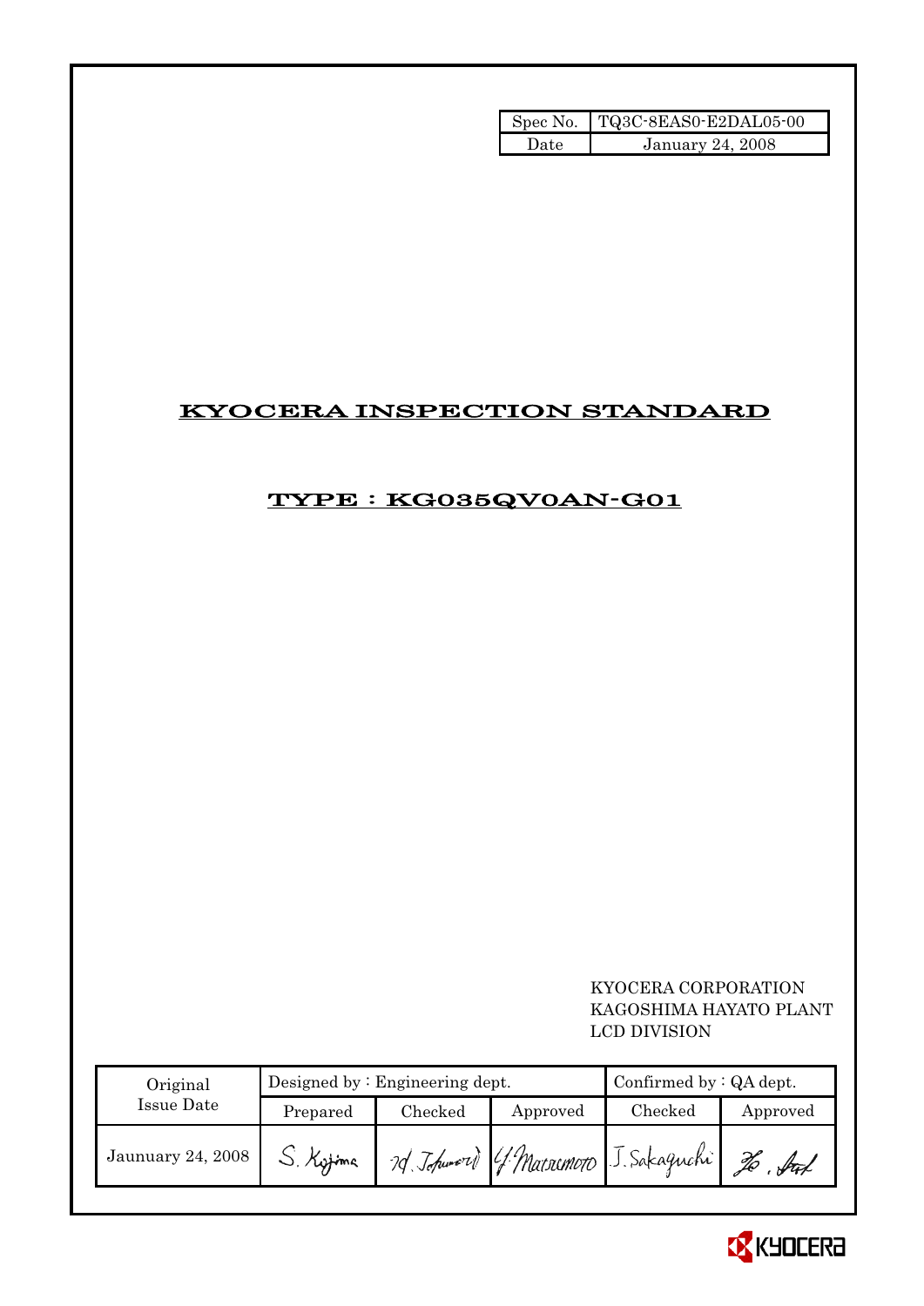| Spec No. | TQ3C-8EAS0-E2DAL05-00 |
| --- | --- |
| Date | January 24, 2008 |

# KYOCERA INSPECTION STANDARD

## TYPE : KG035QV0AN-G01

KYOCERA CORPORATION
KAGOSHIMA HAYATO PLANT
LCD DIVISION

| Original Issue Date | Designed by : Engineering dept. | | | Confirmed by : QA dept. | |
| --- | --- | --- | --- | --- | --- |
| | Prepared | Checked | Approved | Checked | Approved |
| Jaunuary 24, 2008 | S. Kojima | M. Tohumori | Y. Matsumoto | J. Sakaguchi | |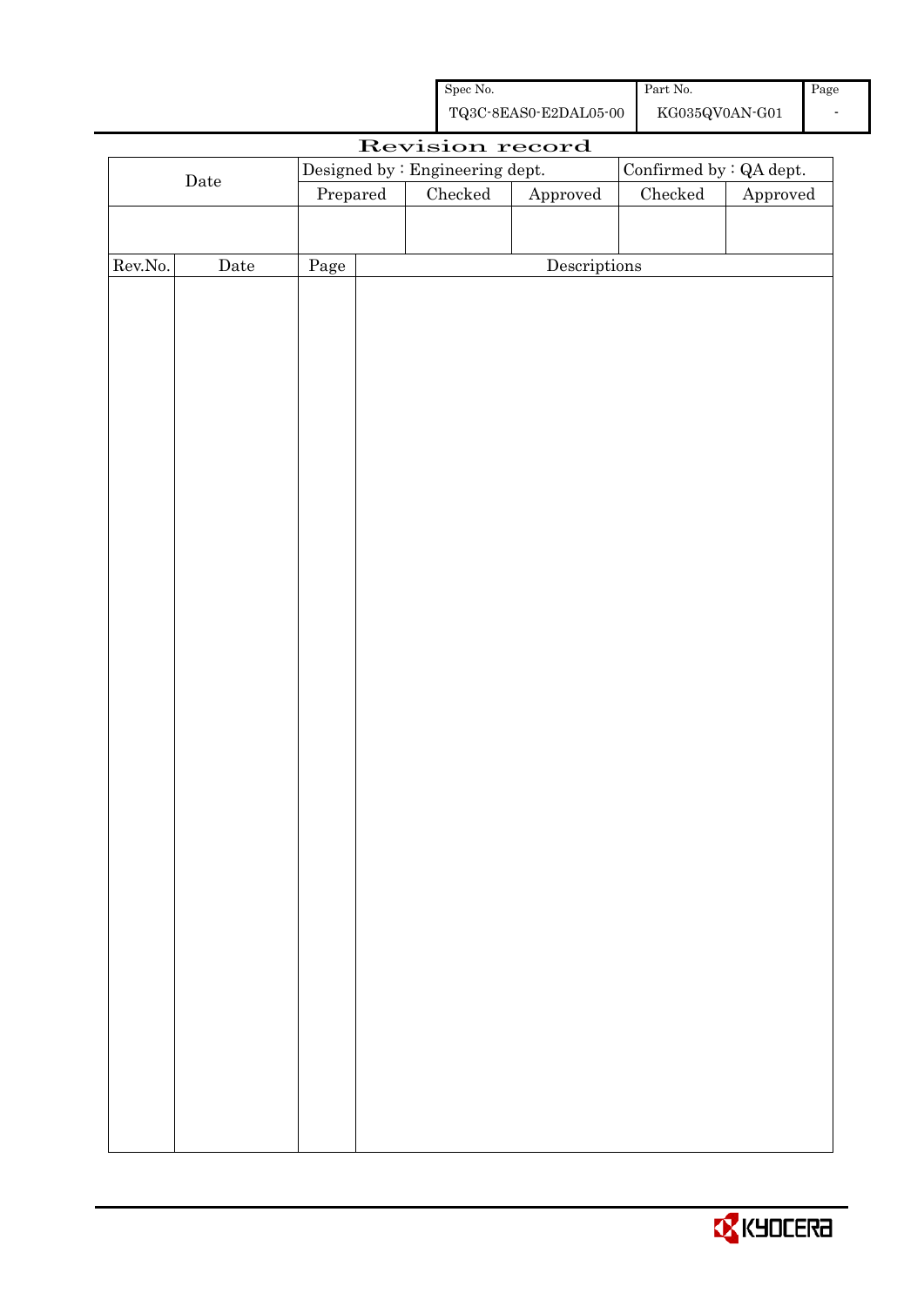| Spec No. | Part No. | Page |
|---|---|---|
| TQ3C-8EAS0-E2DAL05-00 | KG035QV0AN-G01 | - |

# Revision record

| Date | Designed by : Engineering dept. | | | Confirmed by : QA dept. | |
|---|---|---|---|---|---|
| | Prepared | Checked | Approved | Checked | Approved |
| | | | | | |

| Rev.No. | Date | Page | Descriptions |
|---|---|---|---|
| | | | |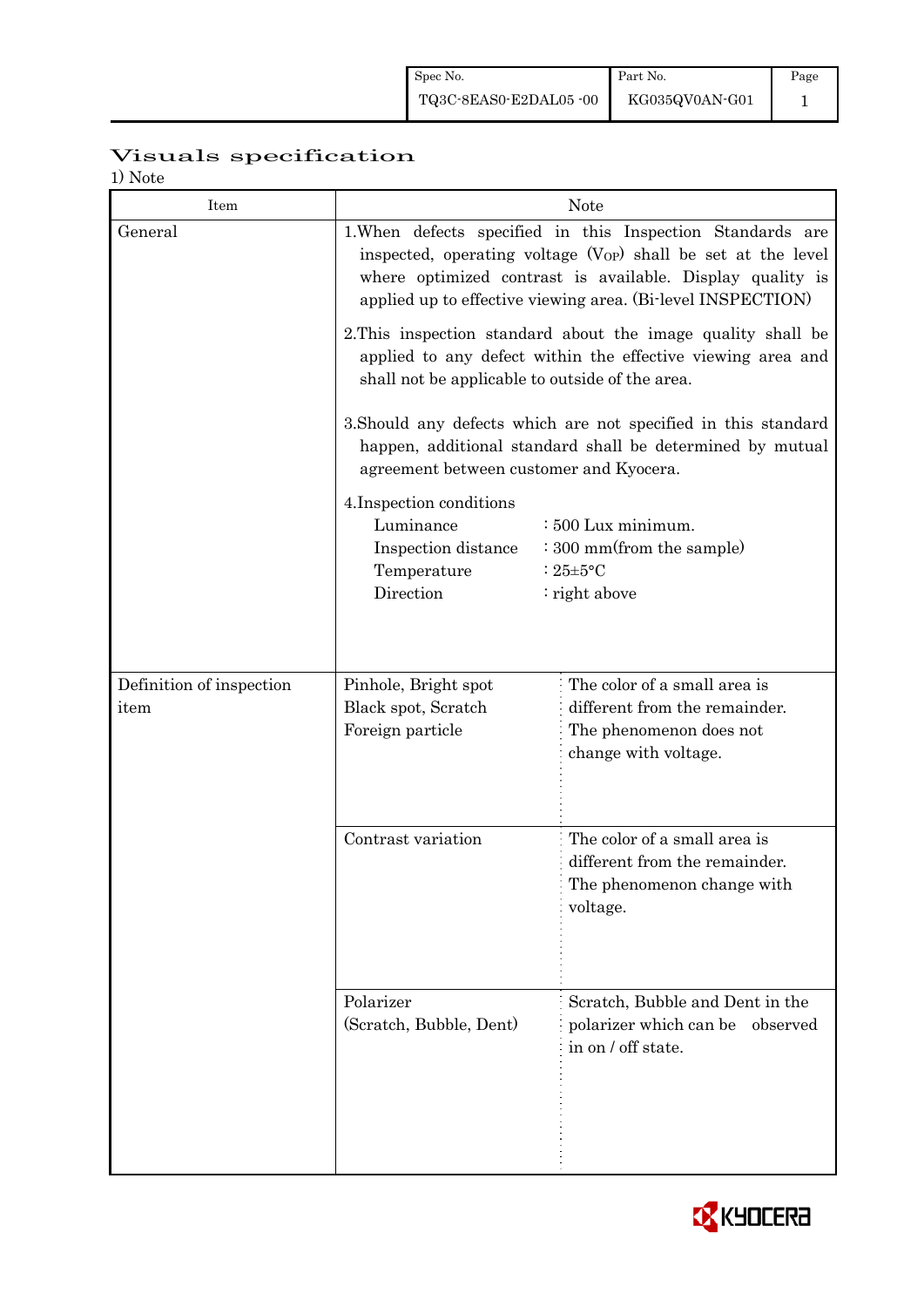# Visuals specification

1) Note

| Item | Note | |
|---|---|---|
| General | 1.When defects specified in this Inspection Standards are inspected, operating voltage ($V_{OP}$) shall be set at the level where optimized contrast is available. Display quality is applied up to effective viewing area. (Bi-level INSPECTION)<br><br>2.This inspection standard about the image quality shall be applied to any defect within the effective viewing area and shall not be applicable to outside of the area.<br><br>3.Should any defects which are not specified in this standard happen, additional standard shall be determined by mutual agreement between customer and Kyocera.<br><br>4.Inspection conditions<br>Luminance : 500 Lux minimum.<br>Inspection distance : 300 mm(from the sample)<br>Temperature : 25±5°C<br>Direction : right above | |
| Definition of inspection item | Pinhole, Bright spot<br>Black spot, Scratch<br>Foreign particle | The color of a small area is different from the remainder. The phenomenon does not change with voltage. |
| | Contrast variation | The color of a small area is different from the remainder. The phenomenon change with voltage. |
| | Polarizer<br>(Scratch, Bubble, Dent) | Scratch, Bubble and Dent in the polarizer which can be observed in on / off state. |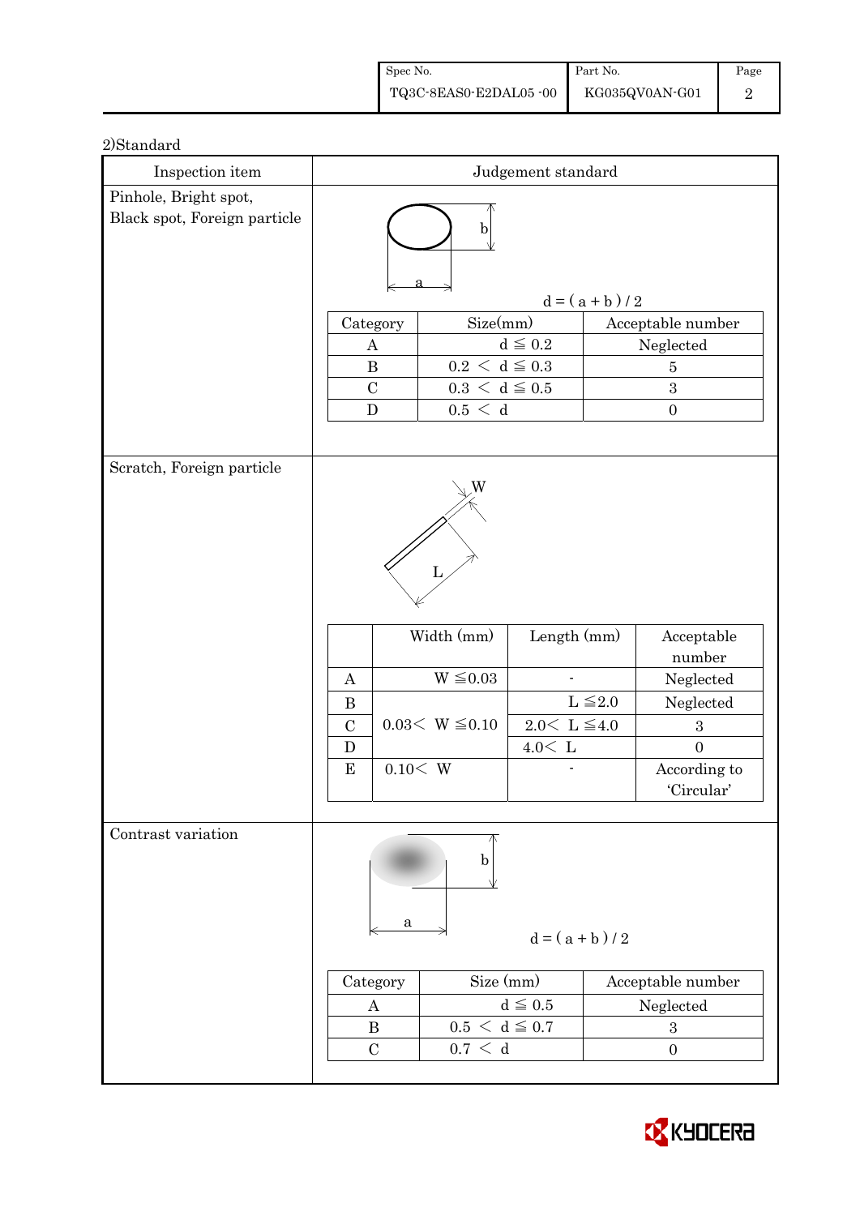2)Standard

| Inspection item | Judgement standard |
|---|---|
| Pinhole, Bright spot, Black spot, Foreign particle | $d = ( a + b ) / 2$ |
| Scratch, Foreign particle | |
| Contrast variation | $d = ( a + b ) / 2$ |

**Pinhole, Bright spot, Black spot, Foreign particle**

$d = ( a + b ) / 2$

| Category | Size(mm) | Acceptable number |
|---|---|---|
| A | $d \leqq 0.2$ | Neglected |
| B | $0.2 < d \leqq 0.3$ | 5 |
| C | $0.3 < d \leqq 0.5$ | 3 |
| D | $0.5 < d$ | 0 |

**Scratch, Foreign particle**

| | Width (mm) | Length (mm) | Acceptable number |
|---|---|---|---|
| A | $W \leqq 0.03$ | - | Neglected |
| B | $0.03 < W \leqq 0.10$ | $L \leqq 2.0$ | Neglected |
| C | | $2.0 < L \leqq 4.0$ | 3 |
| D | | $4.0 < L$ | 0 |
| E | $0.10 < W$ | - | According to 'Circular' |

**Contrast variation**

$d = ( a + b ) / 2$

| Category | Size (mm) | Acceptable number |
|---|---|---|
| A | $d \leqq 0.5$ | Neglected |
| B | $0.5 < d \leqq 0.7$ | 3 |
| C | $0.7 < d$ | 0 |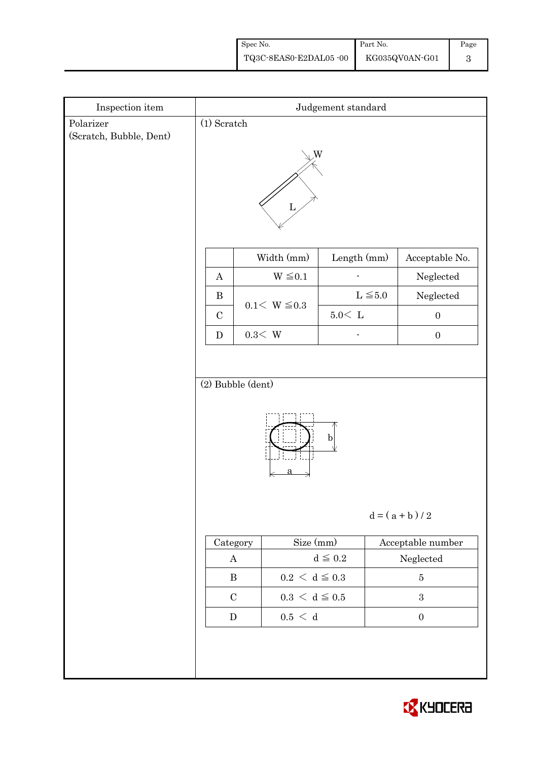| Inspection item | Judgement standard |
|---|---|
| Polarizer (Scratch, Bubble, Dent) | (1) Scratch |

W

L

| | Width (mm) | Length (mm) | Acceptable No. |
|---|---|---|---|
| A | W ≦0.1 | - | Neglected |
| B | 0.1< W ≦0.3 | L ≦5.0 | Neglected |
| C | | 5.0< L | 0 |
| D | 0.3< W | - | 0 |

(2) Bubble (dent)

b

a

d = ( a + b ) / 2

| Category | Size (mm) | Acceptable number |
|---|---|---|
| A | d ≦ 0.2 | Neglected |
| B | 0.2 < d ≦ 0.3 | 5 |
| C | 0.3 < d ≦ 0.5 | 3 |
| D | 0.5 < d | 0 |